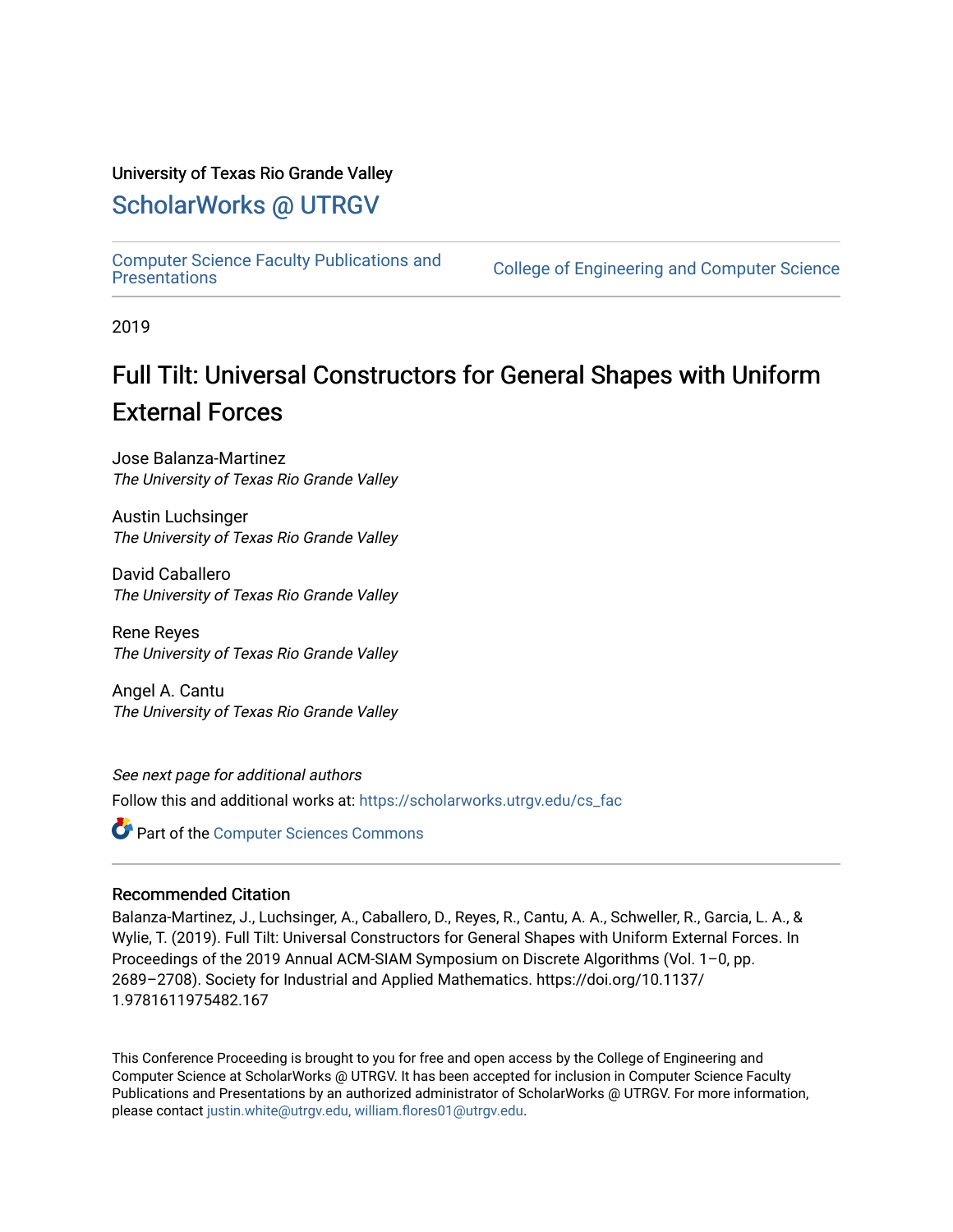University of Texas Rio Grande Valley

## ScholarWorks @ UTRGV

Computer Science Faculty Publications and Presentations

College of Engineering and Computer Science

2019

# Full Tilt: Universal Constructors for General Shapes with Uniform External Forces

Jose Balanza-Martinez
*The University of Texas Rio Grande Valley*

Austin Luchsinger
*The University of Texas Rio Grande Valley*

David Caballero
*The University of Texas Rio Grande Valley*

Rene Reyes
*The University of Texas Rio Grande Valley*

Angel A. Cantu
*The University of Texas Rio Grande Valley*

*See next page for additional authors*

Follow this and additional works at: https://scholarworks.utrgv.edu/cs_fac

Part of the Computer Sciences Commons

### Recommended Citation

Balanza-Martinez, J., Luchsinger, A., Caballero, D., Reyes, R., Cantu, A. A., Schweller, R., Garcia, L. A., & Wylie, T. (2019). Full Tilt: Universal Constructors for General Shapes with Uniform External Forces. In Proceedings of the 2019 Annual ACM-SIAM Symposium on Discrete Algorithms (Vol. 1–0, pp. 2689–2708). Society for Industrial and Applied Mathematics. https://doi.org/10.1137/1.9781611975482.167

This Conference Proceeding is brought to you for free and open access by the College of Engineering and Computer Science at ScholarWorks @ UTRGV. It has been accepted for inclusion in Computer Science Faculty Publications and Presentations by an authorized administrator of ScholarWorks @ UTRGV. For more information, please contact justin.white@utrgv.edu, william.flores01@utrgv.edu.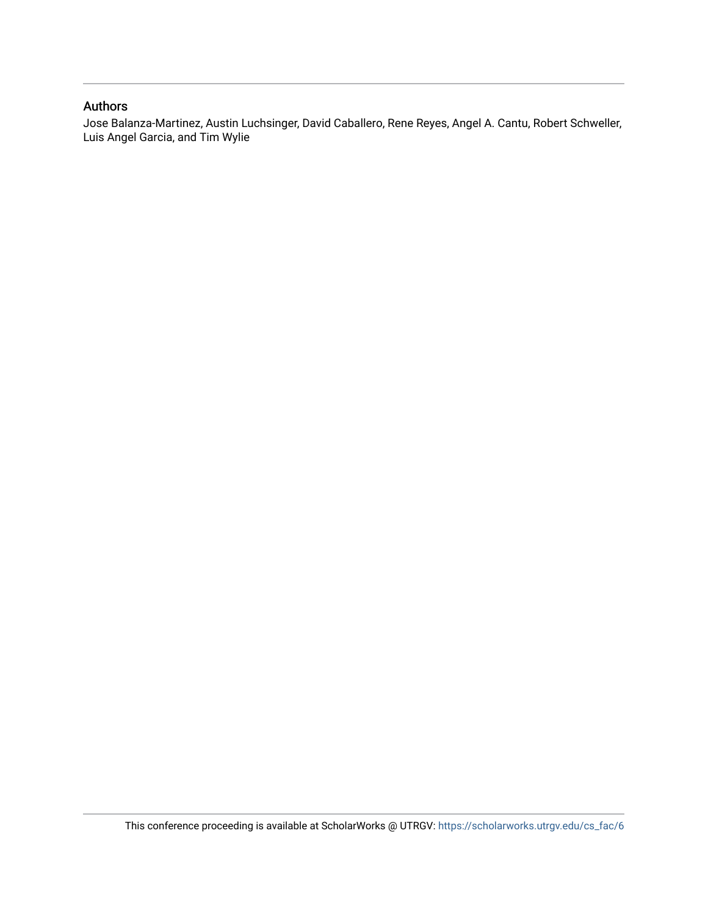## Authors

Jose Balanza-Martinez, Austin Luchsinger, David Caballero, Rene Reyes, Angel A. Cantu, Robert Schweller, Luis Angel Garcia, and Tim Wylie

This conference proceeding is available at ScholarWorks @ UTRGV: https://scholarworks.utrgv.edu/cs_fac/6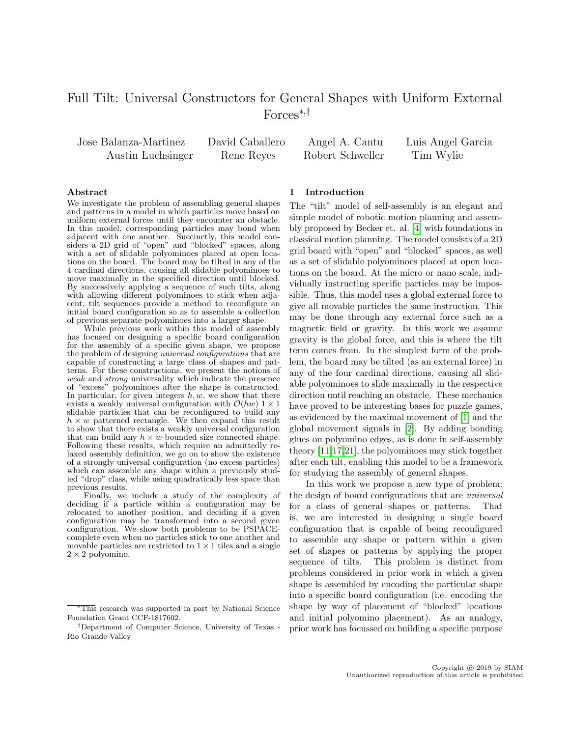# Full Tilt: Universal Constructors for General Shapes with Uniform External Forces*,†

Jose Balanza-Martinez David Caballero Angel A. Cantu Luis Angel Garcia
Austin Luchsinger Rene Reyes Robert Schweller Tim Wylie

### Abstract

We investigate the problem of assembling general shapes and patterns in a model in which particles move based on uniform external forces until they encounter an obstacle. In this model, corresponding particles may bond when adjacent with one another. Succinctly, this model considers a 2D grid of "open" and "blocked" spaces, along with a set of slidable polyominoes placed at open locations on the board. The board may be tilted in any of the 4 cardinal directions, causing all slidable polyominoes to move maximally in the specified direction until blocked. By successively applying a sequence of such tilts, along with allowing different polyominoes to stick when adjacent, tilt sequences provide a method to reconfigure an initial board configuration so as to assemble a collection of previous separate polyominoes into a larger shape.

While previous work within this model of assembly has focused on designing a specific board configuration for the assembly of a specific given shape, we propose the problem of designing *universal configurations* that are capable of constructing a large class of shapes and patterns. For these constructions, we present the notions of *weak* and *strong* universality which indicate the presence of "excess" polyominoes after the shape is constructed. In particular, for given integers $h, w$, we show that there exists a weakly universal configuration with $\mathcal{O}(hw)$ $1 \times 1$ slidable particles that can be reconfigured to build any $h \times w$ patterned rectangle. We then expand this result to show that there exists a weakly universal configuration that can build any $h \times w$-bounded size connected shape. Following these results, which require an admittedly relaxed assembly definition, we go on to show the existence of a strongly universal configuration (no excess particles) which can assemble any shape within a previously studied "drop" class, while using quadratically less space than previous results.

Finally, we include a study of the complexity of deciding if a particle within a configuration may be relocated to another position, and deciding if a given configuration may be transformed into a second given configuration. We show both problems to be PSPACE-complete even when no particles stick to one another and movable particles are restricted to $1 \times 1$ tiles and a single $2 \times 2$ polyomino.

## 1 Introduction

The "tilt" model of self-assembly is an elegant and simple model of robotic motion planning and assembly proposed by Becker et. al. [4] with foundations in classical motion planning. The model consists of a 2D grid board with "open" and "blocked" spaces, as well as a set of slidable polyominoes placed at open locations on the board. At the micro or nano scale, individually instructing specific particles may be impossible. Thus, this model uses a global external force to give all movable particles the same instruction. This may be done through any external force such as a magnetic field or gravity. In this work we assume gravity is the global force, and this is where the tilt term comes from. In the simplest form of the problem, the board may be tilted (as an external force) in any of the four cardinal directions, causing all slidable polyominoes to slide maximally in the respective direction until reaching an obstacle. These mechanics have proved to be interesting bases for puzzle games, as evidenced by the maximal movement of [1] and the global movement signals in [2]. By adding bonding glues on polyomino edges, as is done in self-assembly theory [11,17,21], the polyominoes may stick together after each tilt, enabling this model to be a framework for studying the assembly of general shapes.

In this work we propose a new type of problem: the design of board configurations that are *universal* for a class of general shapes or patterns. That is, we are interested in designing a single board configuration that is capable of being reconfigured to assemble any shape or pattern within a given set of shapes or patterns by applying the proper sequence of tilts. This problem is distinct from problems considered in prior work in which a given shape is assembled by encoding the particular shape into a specific board configuration (i.e. encoding the shape by way of placement of "blocked" locations and initial polyomino placement). As an analogy, prior work has focussed on building a specific purpose

*This research was supported in part by National Science Foundation Grant CCF-1817602.

†Department of Computer Science, University of Texas - Rio Grande Valley

Copyright © 2019 by SIAM
Unauthorized reproduction of this article is prohibited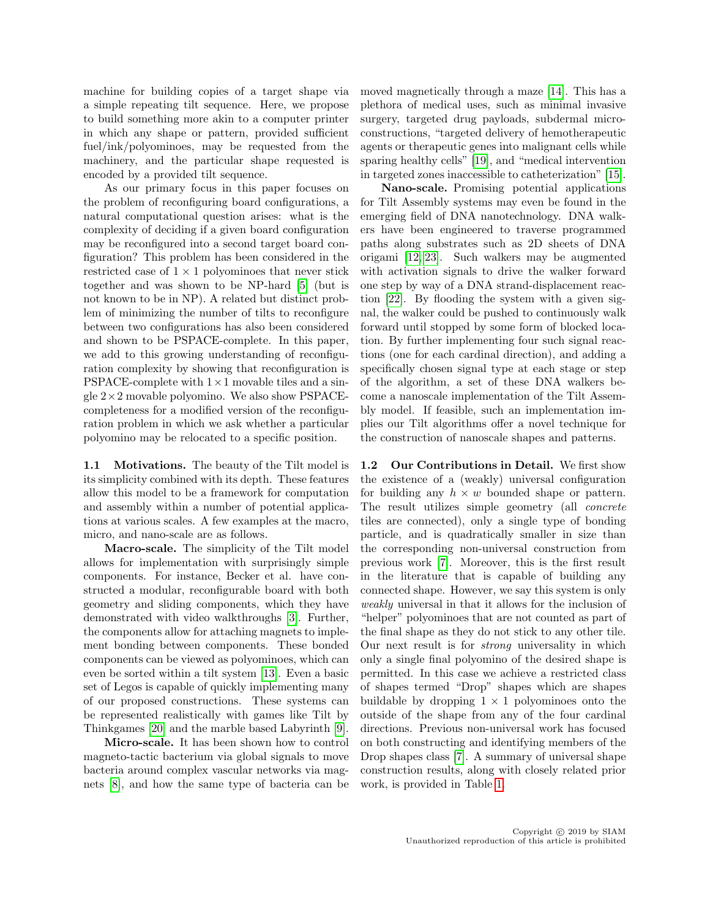machine for building copies of a target shape via a simple repeating tilt sequence. Here, we propose to build something more akin to a computer printer in which any shape or pattern, provided sufficient fuel/ink/polyominoes, may be requested from the machinery, and the particular shape requested is encoded by a provided tilt sequence.

As our primary focus in this paper focuses on the problem of reconfiguring board configurations, a natural computational question arises: what is the complexity of deciding if a given board configuration may be reconfigured into a second target board configuration? This problem has been considered in the restricted case of $1 \times 1$ polyominoes that never stick together and was shown to be NP-hard [5] (but is not known to be in NP). A related but distinct problem of minimizing the number of tilts to reconfigure between two configurations has also been considered and shown to be PSPACE-complete. In this paper, we add to this growing understanding of reconfiguration complexity by showing that reconfiguration is PSPACE-complete with $1 \times 1$ movable tiles and a single $2 \times 2$ movable polyomino. We also show PSPACE-completeness for a modified version of the reconfiguration problem in which we ask whether a particular polyomino may be relocated to a specific position.

**1.1 Motivations.** The beauty of the Tilt model is its simplicity combined with its depth. These features allow this model to be a framework for computation and assembly within a number of potential applications at various scales. A few examples at the macro, micro, and nano-scale are as follows.

**Macro-scale.** The simplicity of the Tilt model allows for implementation with surprisingly simple components. For instance, Becker et al. have constructed a modular, reconfigurable board with both geometry and sliding components, which they have demonstrated with video walkthroughs [3]. Further, the components allow for attaching magnets to implement bonding between components. These bonded components can be viewed as polyominoes, which can even be sorted within a tilt system [13]. Even a basic set of Legos is capable of quickly implementing many of our proposed constructions. These systems can be represented realistically with games like Tilt by Thinkgames [20] and the marble based Labyrinth [9].

**Micro-scale.** It has been shown how to control magneto-tactic bacterium via global signals to move bacteria around complex vascular networks via magnets [8], and how the same type of bacteria can be moved magnetically through a maze [14]. This has a plethora of medical uses, such as minimal invasive surgery, targeted drug payloads, subdermal micro-constructions, "targeted delivery of hemotherapeutic agents or therapeutic genes into malignant cells while sparing healthy cells" [19], and "medical intervention in targeted zones inaccessible to catheterization" [15].

**Nano-scale.** Promising potential applications for Tilt Assembly systems may even be found in the emerging field of DNA nanotechnology. DNA walkers have been engineered to traverse programmed paths along substrates such as 2D sheets of DNA origami [12, 23]. Such walkers may be augmented with activation signals to drive the walker forward one step by way of a DNA strand-displacement reaction [22]. By flooding the system with a given signal, the walker could be pushed to continuously walk forward until stopped by some form of blocked location. By further implementing four such signal reactions (one for each cardinal direction), and adding a specifically chosen signal type at each stage or step of the algorithm, a set of these DNA walkers become a nanoscale implementation of the Tilt Assembly model. If feasible, such an implementation implies our Tilt algorithms offer a novel technique for the construction of nanoscale shapes and patterns.

**1.2 Our Contributions in Detail.** We first show the existence of a (weakly) universal configuration for building any $h \times w$ bounded shape or pattern. The result utilizes simple geometry (all *concrete* tiles are connected), only a single type of bonding particle, and is quadratically smaller in size than the corresponding non-universal construction from previous work [7]. Moreover, this is the first result in the literature that is capable of building any connected shape. However, we say this system is only *weakly* universal in that it allows for the inclusion of "helper" polyominoes that are not counted as part of the final shape as they do not stick to any other tile. Our next result is for *strong* universality in which only a single final polyomino of the desired shape is permitted. In this case we achieve a restricted class of shapes termed "Drop" shapes which are shapes buildable by dropping $1 \times 1$ polyominoes onto the outside of the shape from any of the four cardinal directions. Previous non-universal work has focused on both constructing and identifying members of the Drop shapes class [7]. A summary of universal shape construction results, along with closely related prior work, is provided in Table 1.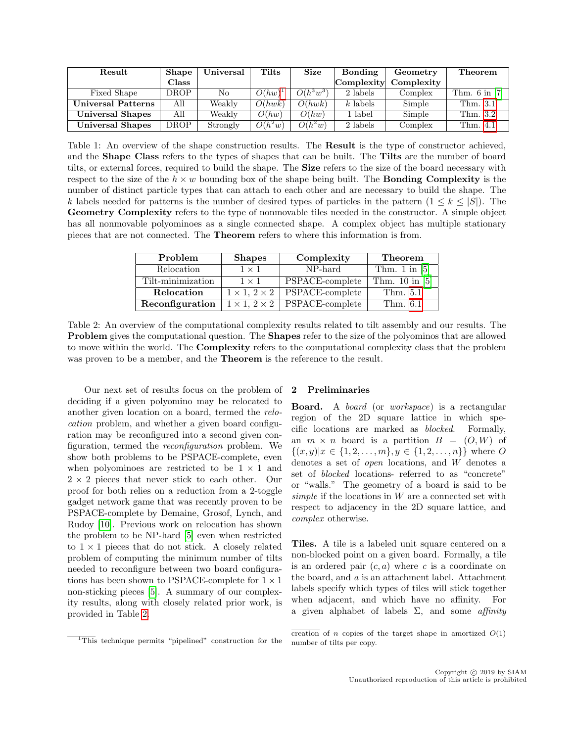| Result | Shape Class | Universal | Tilts | Size | Bonding Complexity | Geometry Complexity | Theorem |
|---|---|---|---|---|---|---|---|
| Fixed Shape | DROP | No | $O(hw)$[1] | $O(h^3w^3)$ | 2 labels | Complex | Thm. 6 in [7] |
| **Universal Patterns** | All | Weakly | $O(hwk)$ | $O(hwk)$ | $k$ labels | Simple | Thm. 3.1 |
| **Universal Shapes** | All | Weakly | $O(hw)$ | $O(hw)$ | 1 label | Simple | Thm. 3.2 |
| **Universal Shapes** | DROP | Strongly | $O(h^2w)$ | $O(h^2w)$ | 2 labels | Complex | Thm. 4.1 |

Table 1: An overview of the shape construction results. The **Result** is the type of constructor achieved, and the **Shape Class** refers to the types of shapes that can be built. The **Tilts** are the number of board tilts, or external forces, required to build the shape. The **Size** refers to the size of the board necessary with respect to the size of the $h \times w$ bounding box of the shape being built. The **Bonding Complexity** is the number of distinct particle types that can attach to each other and are necessary to build the shape. The $k$ labels needed for patterns is the number of desired types of particles in the pattern ($1 \leq k \leq |S|$). The **Geometry Complexity** refers to the type of nonmovable tiles needed in the constructor. A simple object has all nonmovable polyominoes as a single connected shape. A complex object has multiple stationary pieces that are not connected. The **Theorem** refers to where this information is from.

| Problem | Shapes | Complexity | Theorem |
|---|---|---|---|
| Relocation | $1 \times 1$ | NP-hard | Thm. 1 in [5] |
| Tilt-minimization | $1 \times 1$ | PSPACE-complete | Thm. 10 in [5] |
| **Relocation** | $1 \times 1$, $2 \times 2$ | PSPACE-complete | Thm. 5.1 |
| **Reconfiguration** | $1 \times 1$, $2 \times 2$ | PSPACE-complete | Thm. 6.1 |

Table 2: An overview of the computational complexity results related to tilt assembly and our results. The **Problem** gives the computational question. The **Shapes** refer to the size of the polyominos that are allowed to move within the world. The **Complexity** refers to the computational complexity class that the problem was proven to be a member, and the **Theorem** is the reference to the result.

Our next set of results focus on the problem of deciding if a given polyomino may be relocated to another given location on a board, termed the *relocation* problem, and whether a given board configuration may be reconfigured into a second given configuration, termed the *reconfiguration* problem. We show both problems to be PSPACE-complete, even when polyominoes are restricted to be $1 \times 1$ and $2 \times 2$ pieces that never stick to each other. Our proof for both relies on a reduction from a 2-toggle gadget network game that was recently proven to be PSPACE-complete by Demaine, Grosof, Lynch, and Rudoy [10]. Previous work on relocation has shown the problem to be NP-hard [5] even when restricted to $1 \times 1$ pieces that do not stick. A closely related problem of computing the minimum number of tilts needed to reconfigure between two board configurations has been shown to PSPACE-complete for $1 \times 1$ non-sticking pieces [5]. A summary of our complexity results, along with closely related prior work, is provided in Table 2.

[1] This technique permits "pipelined" construction for the creation of $n$ copies of the target shape in amortized $O(1)$ number of tilts per copy.

## 2 Preliminaries

**Board.** A *board* (or *workspace*) is a rectangular region of the 2D square lattice in which specific locations are marked as *blocked*. Formally, an $m \times n$ board is a partition $B = (O, W)$ of $\{(x, y) | x \in \{1, 2, \ldots, m\}, y \in \{1, 2, \ldots, n\}\}$ where $O$ denotes a set of *open* locations, and $W$ denotes a set of *blocked* locations- referred to as "concrete" or "walls." The geometry of a board is said to be *simple* if the locations in $W$ are a connected set with respect to adjacency in the 2D square lattice, and *complex* otherwise.

**Tiles.** A tile is a labeled unit square centered on a non-blocked point on a given board. Formally, a tile is an ordered pair $(c, a)$ where $c$ is a coordinate on the board, and $a$ is an attachment label. Attachment labels specify which types of tiles will stick together when adjacent, and which have no affinity. For a given alphabet of labels $\Sigma$, and some *affinity*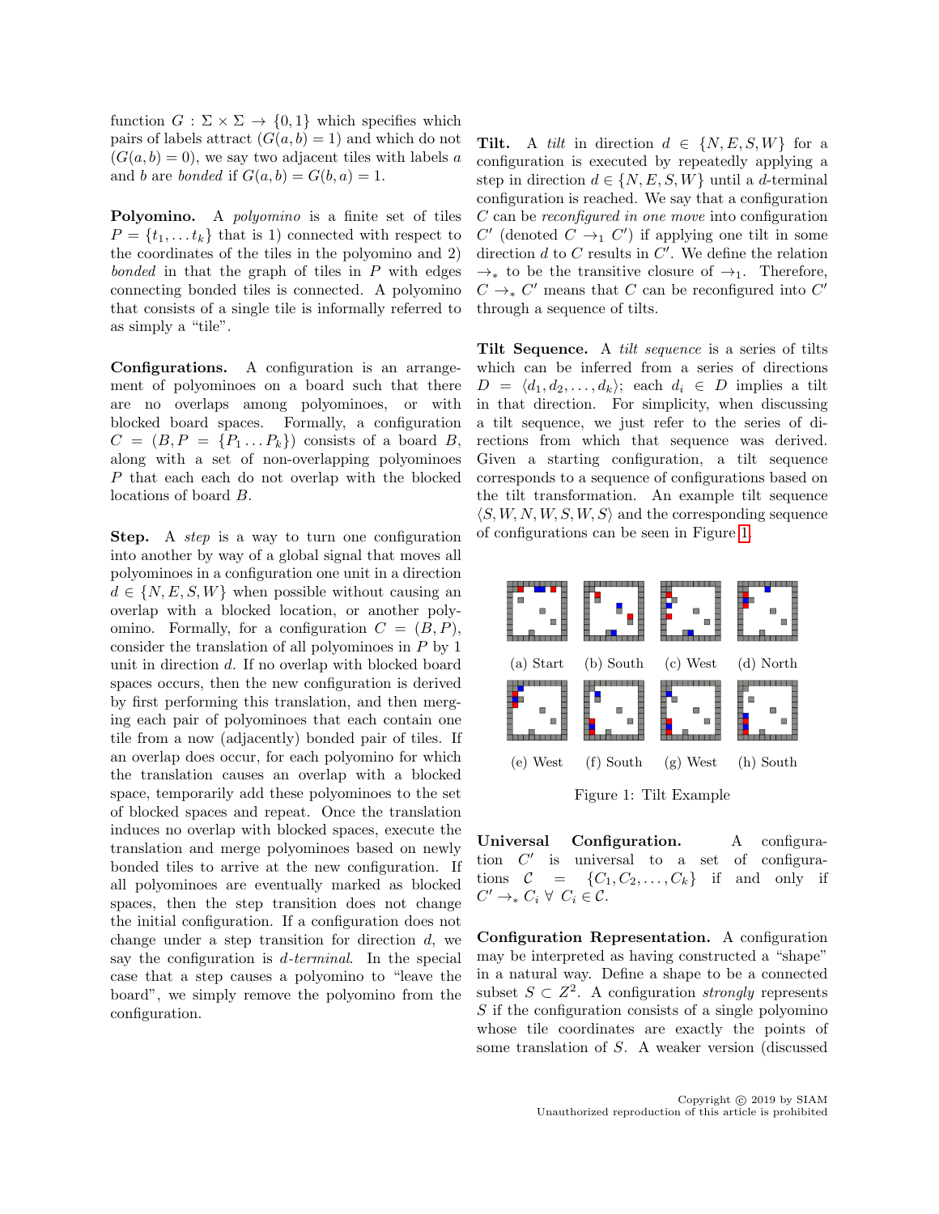function $G : \Sigma \times \Sigma \rightarrow \{0, 1\}$ which specifies which pairs of labels attract ($G(a, b) = 1$) and which do not ($G(a, b) = 0$), we say two adjacent tiles with labels $a$ and $b$ are *bonded* if $G(a, b) = G(b, a) = 1$.

**Polyomino.** A *polyomino* is a finite set of tiles $P = \{t_1, \ldots t_k\}$ that is 1) connected with respect to the coordinates of the tiles in the polyomino and 2) *bonded* in that the graph of tiles in $P$ with edges connecting bonded tiles is connected. A polyomino that consists of a single tile is informally referred to as simply a "tile".

**Configurations.** A configuration is an arrangement of polyominoes on a board such that there are no overlaps among polyominoes, or with blocked board spaces. Formally, a configuration $C = (B, P = \{P_1 \ldots P_k\})$ consists of a board $B$, along with a set of non-overlapping polyominoes $P$ that each each do not overlap with the blocked locations of board $B$.

**Step.** A *step* is a way to turn one configuration into another by way of a global signal that moves all polyominoes in a configuration one unit in a direction $d \in \{N, E, S, W\}$ when possible without causing an overlap with a blocked location, or another polyomino. Formally, for a configuration $C = (B, P)$, consider the translation of all polyominoes in $P$ by 1 unit in direction $d$. If no overlap with blocked board spaces occurs, then the new configuration is derived by first performing this translation, and then merging each pair of polyominoes that each contain one tile from a now (adjacently) bonded pair of tiles. If an overlap does occur, for each polyomino for which the translation causes an overlap with a blocked space, temporarily add these polyominoes to the set of blocked spaces and repeat. Once the translation induces no overlap with blocked spaces, execute the translation and merge polyominoes based on newly bonded tiles to arrive at the new configuration. If all polyominoes are eventually marked as blocked spaces, then the step transition does not change the initial configuration. If a configuration does not change under a step transition for direction $d$, we say the configuration is *$d$-terminal*. In the special case that a step causes a polyomino to "leave the board", we simply remove the polyomino from the configuration.

**Tilt.** A *tilt* in direction $d \in \{N, E, S, W\}$ for a configuration is executed by repeatedly applying a step in direction $d \in \{N, E, S, W\}$ until a $d$-terminal configuration is reached. We say that a configuration $C$ can be *reconfigured in one move* into configuration $C'$ (denoted $C \rightarrow_1 C'$) if applying one tilt in some direction $d$ to $C$ results in $C'$. We define the relation $\rightarrow_*$ to be the transitive closure of $\rightarrow_1$. Therefore, $C \rightarrow_* C'$ means that $C$ can be reconfigured into $C'$ through a sequence of tilts.

**Tilt Sequence.** A *tilt sequence* is a series of tilts which can be inferred from a series of directions $D = \langle d_1, d_2, \ldots, d_k \rangle$; each $d_i \in D$ implies a tilt in that direction. For simplicity, when discussing a tilt sequence, we just refer to the series of directions from which that sequence was derived. Given a starting configuration, a tilt sequence corresponds to a sequence of configurations based on the tilt transformation. An example tilt sequence $\langle S, W, N, W, S, W, S \rangle$ and the corresponding sequence of configurations can be seen in Figure 1.

(a) Start (b) South (c) West (d) North

(e) West (f) South (g) West (h) South

Figure 1: Tilt Example

**Universal Configuration.** A configuration $C'$ is universal to a set of configurations $\mathcal{C} = \{C_1, C_2, \ldots, C_k\}$ if and only if $C' \rightarrow_* C_i \; \forall \; C_i \in \mathcal{C}$.

**Configuration Representation.** A configuration may be interpreted as having constructed a "shape" in a natural way. Define a shape to be a connected subset $S \subset Z^2$. A configuration *strongly* represents $S$ if the configuration consists of a single polyomino whose tile coordinates are exactly the points of some translation of $S$. A weaker version (discussed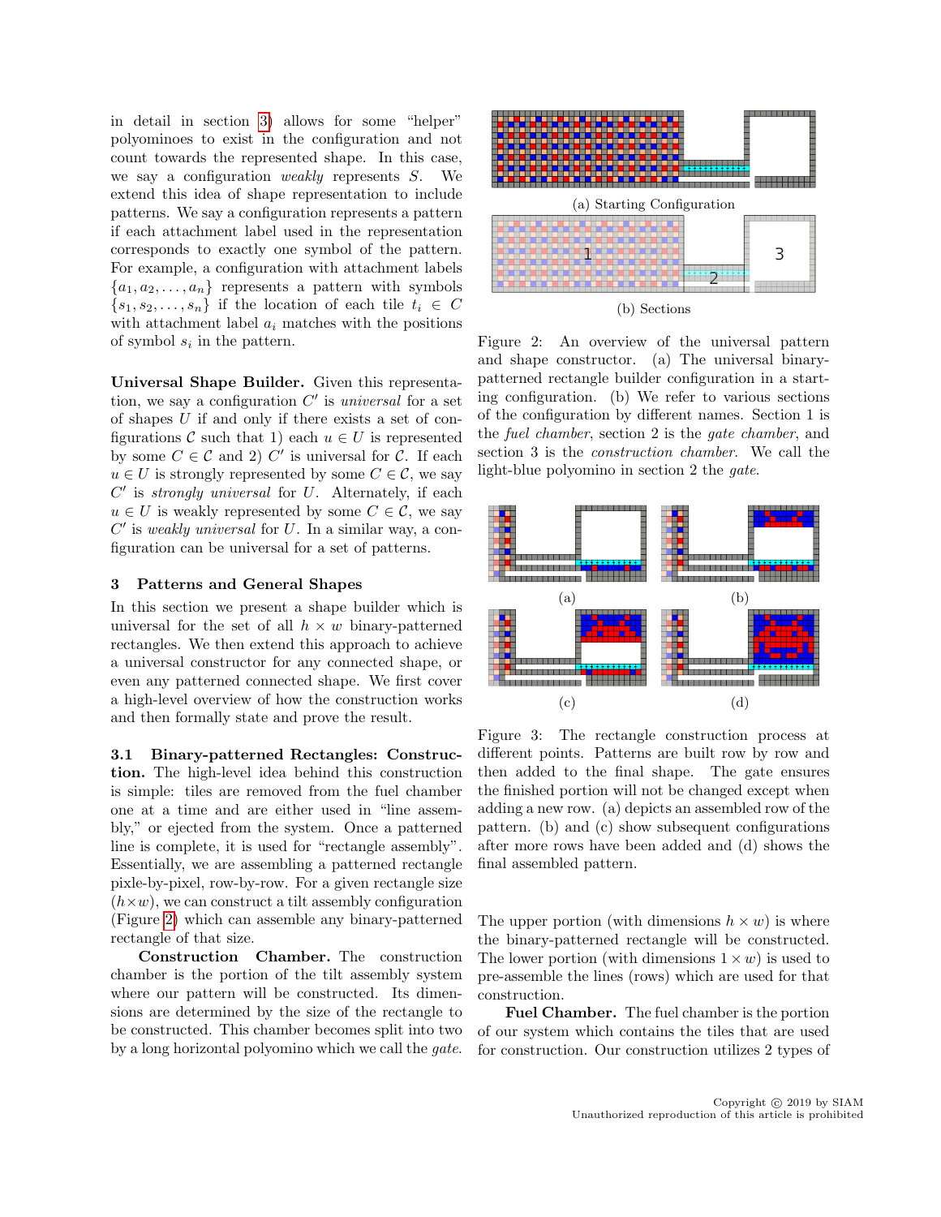in detail in section 3) allows for some "helper" polyominoes to exist in the configuration and not count towards the represented shape. In this case, we say a configuration *weakly* represents $S$. We extend this idea of shape representation to include patterns. We say a configuration represents a pattern if each attachment label used in the representation corresponds to exactly one symbol of the pattern. For example, a configuration with attachment labels $\{a_1, a_2, \ldots, a_n\}$ represents a pattern with symbols $\{s_1, s_2, \ldots, s_n\}$ if the location of each tile $t_i \in C$ with attachment label $a_i$ matches with the positions of symbol $s_i$ in the pattern.

**Universal Shape Builder.** Given this representation, we say a configuration $C'$ is *universal* for a set of shapes $U$ if and only if there exists a set of configurations $\mathcal{C}$ such that 1) each $u \in U$ is represented by some $C \in \mathcal{C}$ and 2) $C'$ is universal for $\mathcal{C}$. If each $u \in U$ is strongly represented by some $C \in \mathcal{C}$, we say $C'$ is *strongly universal* for $U$. Alternately, if each $u \in U$ is weakly represented by some $C \in \mathcal{C}$, we say $C'$ is *weakly universal* for $U$. In a similar way, a configuration can be universal for a set of patterns.

## 3 Patterns and General Shapes

In this section we present a shape builder which is universal for the set of all $h \times w$ binary-patterned rectangles. We then extend this approach to achieve a universal constructor for any connected shape, or even any patterned connected shape. We first cover a high-level overview of how the construction works and then formally state and prove the result.

### 3.1 Binary-patterned Rectangles: Construction.

The high-level idea behind this construction is simple: tiles are removed from the fuel chamber one at a time and are either used in "line assembly," or ejected from the system. Once a patterned line is complete, it is used for "rectangle assembly". Essentially, we are assembling a patterned rectangle pixle-by-pixel, row-by-row. For a given rectangle size $(h \times w)$, we can construct a tilt assembly configuration (Figure 2) which can assemble any binary-patterned rectangle of that size.

**Construction Chamber.** The construction chamber is the portion of the tilt assembly system where our pattern will be constructed. Its dimensions are determined by the size of the rectangle to be constructed. This chamber becomes split into two by a long horizontal polyomino which we call the *gate*.

(a) Starting Configuration

(b) Sections

Figure 2: An overview of the universal pattern and shape constructor. (a) The universal binary-patterned rectangle builder configuration in a starting configuration. (b) We refer to various sections of the configuration by different names. Section 1 is the *fuel chamber*, section 2 is the *gate chamber*, and section 3 is the *construction chamber*. We call the light-blue polyomino in section 2 the *gate*.

Figure 3: The rectangle construction process at different points. Patterns are built row by row and then added to the final shape. The gate ensures the finished portion will not be changed except when adding a new row. (a) depicts an assembled row of the pattern. (b) and (c) show subsequent configurations after more rows have been added and (d) shows the final assembled pattern.

The upper portion (with dimensions $h \times w$) is where the binary-patterned rectangle will be constructed. The lower portion (with dimensions $1 \times w$) is used to pre-assemble the lines (rows) which are used for that construction.

**Fuel Chamber.** The fuel chamber is the portion of our system which contains the tiles that are used for construction. Our construction utilizes 2 types of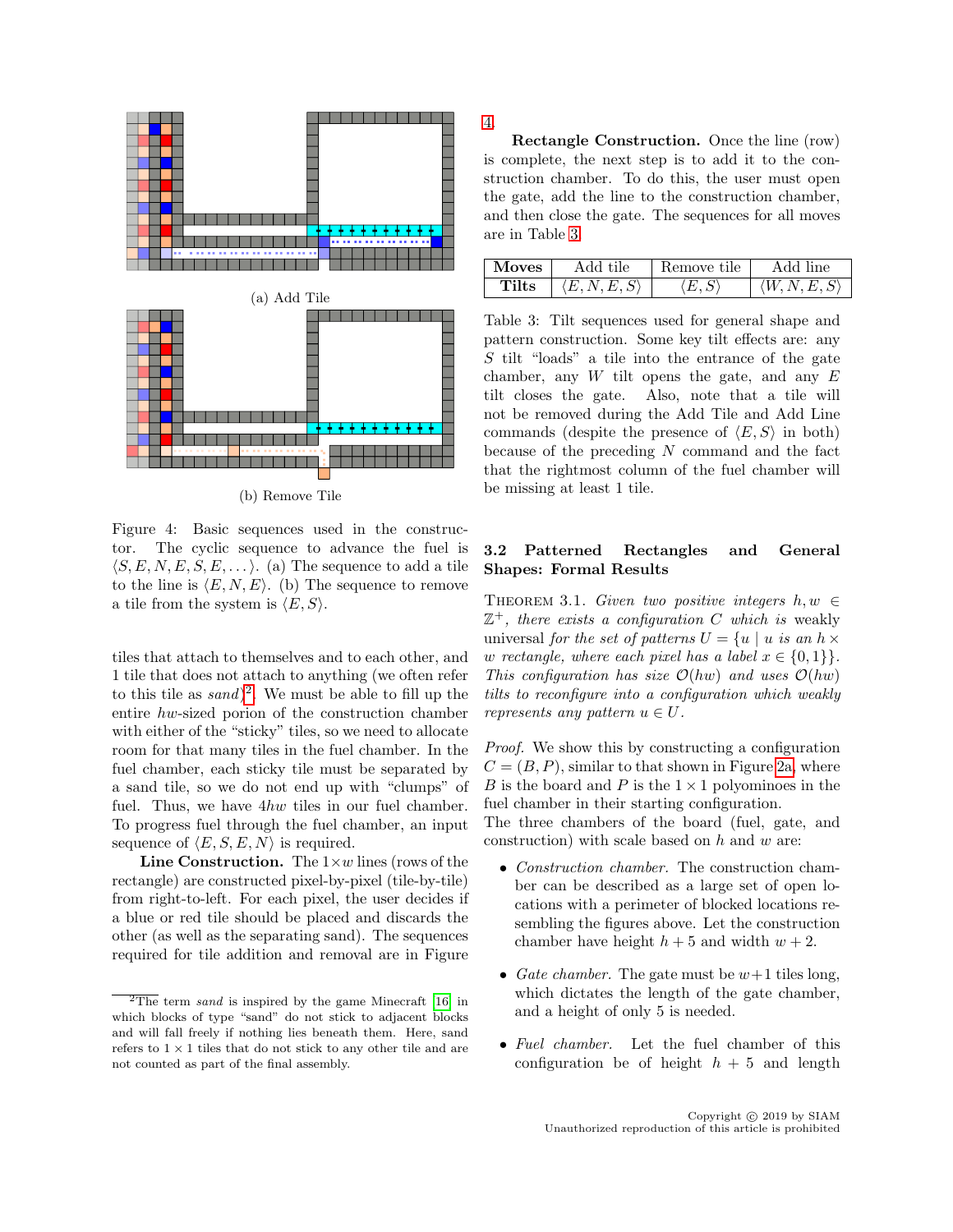(a) Add Tile

(b) Remove Tile

Figure 4: Basic sequences used in the constructor. The cyclic sequence to advance the fuel is $\langle S, E, N, E, S, E, \ldots \rangle$. (a) The sequence to add a tile to the line is $\langle E, N, E \rangle$. (b) The sequence to remove a tile from the system is $\langle E, S \rangle$.

tiles that attach to themselves and to each other, and 1 tile that does not attach to anything (we often refer to this tile as *sand*)[2]. We must be able to fill up the entire $hw$-sized porion of the construction chamber with either of the "sticky" tiles, so we need to allocate room for that many tiles in the fuel chamber. In the fuel chamber, each sticky tile must be separated by a sand tile, so we do not end up with "clumps" of fuel. Thus, we have $4hw$ tiles in our fuel chamber. To progress fuel through the fuel chamber, an input sequence of $\langle E, S, E, N \rangle$ is required.

**Line Construction.** The $1 \times w$ lines (rows of the rectangle) are constructed pixel-by-pixel (tile-by-tile) from right-to-left. For each pixel, the user decides if a blue or red tile should be placed and discards the other (as well as the separating sand). The sequences required for tile addition and removal are in Figure 4

**Rectangle Construction.** Once the line (row) is complete, the next step is to add it to the construction chamber. To do this, the user must open the gate, add the line to the construction chamber, and then close the gate. The sequences for all moves are in Table 3.

| Moves | Add tile | Remove tile | Add line |
|---|---|---|---|
| Tilts | $\langle E, N, E, S \rangle$ | $\langle E, S \rangle$ | $\langle W, N, E, S \rangle$ |

Table 3: Tilt sequences used for general shape and pattern construction. Some key tilt effects are: any $S$ tilt "loads" a tile into the entrance of the gate chamber, any $W$ tilt opens the gate, and any $E$ tilt closes the gate. Also, note that a tile will not be removed during the Add Tile and Add Line commands (despite the presence of $\langle E, S \rangle$ in both) because of the preceding $N$ command and the fact that the rightmost column of the fuel chamber will be missing at least 1 tile.

### 3.2 Patterned Rectangles and General Shapes: Formal Results

THEOREM 3.1. *Given two positive integers $h, w \in \mathbb{Z}^+$, there exists a configuration $C$ which is* weakly universal *for the set of patterns $U = \{u \mid u$ is an $h \times w$ rectangle, where each pixel has a label $x \in \{0, 1\}\}$. This configuration has size $\mathcal{O}(hw)$ and uses $\mathcal{O}(hw)$ tilts to reconfigure into a configuration which weakly represents any pattern $u \in U$.*

*Proof.* We show this by constructing a configuration $C = (B, P)$, similar to that shown in Figure 2a, where $B$ is the board and $P$ is the $1 \times 1$ polyominoes in the fuel chamber in their starting configuration.
The three chambers of the board (fuel, gate, and construction) with scale based on $h$ and $w$ are:

- *Construction chamber.* The construction chamber can be described as a large set of open locations with a perimeter of blocked locations resembling the figures above. Let the construction chamber have height $h + 5$ and width $w + 2$.
- *Gate chamber.* The gate must be $w+1$ tiles long, which dictates the length of the gate chamber, and a height of only 5 is needed.
- *Fuel chamber.* Let the fuel chamber of this configuration be of height $h + 5$ and length

[2] The term *sand* is inspired by the game Minecraft [16] in which blocks of type "sand" do not stick to adjacent blocks and will fall freely if nothing lies beneath them. Here, sand refers to $1 \times 1$ tiles that do not stick to any other tile and are not counted as part of the final assembly.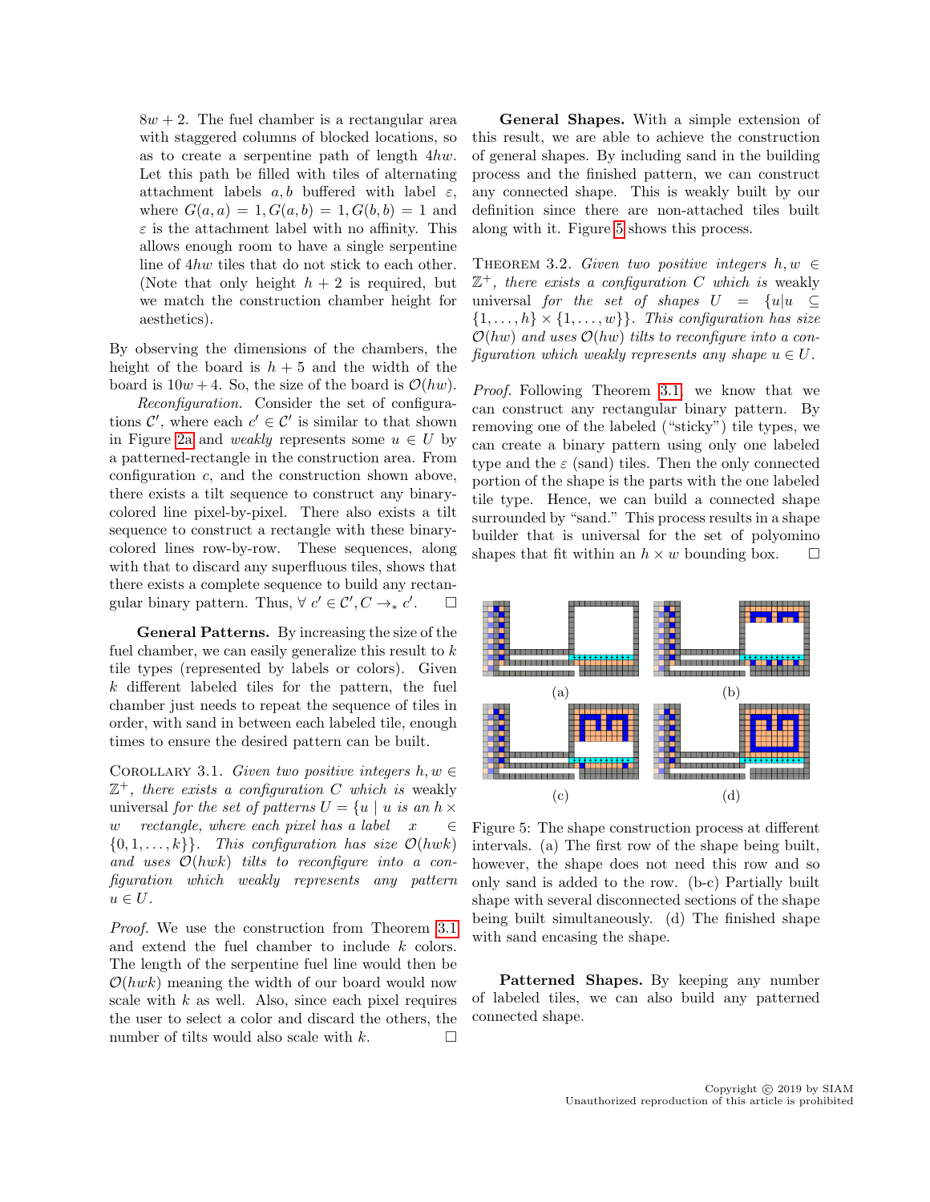$8w + 2$. The fuel chamber is a rectangular area with staggered columns of blocked locations, so as to create a serpentine path of length $4hw$. Let this path be filled with tiles of alternating attachment labels $a, b$ buffered with label $\varepsilon$, where $G(a, a) = 1, G(a, b) = 1, G(b, b) = 1$ and $\varepsilon$ is the attachment label with no affinity. This allows enough room to have a single serpentine line of $4hw$ tiles that do not stick to each other. (Note that only height $h + 2$ is required, but we match the construction chamber height for aesthetics).

By observing the dimensions of the chambers, the height of the board is $h + 5$ and the width of the board is $10w + 4$. So, the size of the board is $\mathcal{O}(hw)$.

*Reconfiguration.* Consider the set of configurations $\mathcal{C}'$, where each $c' \in \mathcal{C}'$ is similar to that shown in Figure 2a and *weakly* represents some $u \in U$ by a patterned-rectangle in the construction area. From configuration $c$, and the construction shown above, there exists a tilt sequence to construct any binary-colored line pixel-by-pixel. There also exists a tilt sequence to construct a rectangle with these binary-colored lines row-by-row. These sequences, along with that to discard any superfluous tiles, shows that there exists a complete sequence to build any rectangular binary pattern. Thus, $\forall\ c' \in \mathcal{C}', C \rightarrow_* c'$. □

**General Patterns.** By increasing the size of the fuel chamber, we can easily generalize this result to $k$ tile types (represented by labels or colors). Given $k$ different labeled tiles for the pattern, the fuel chamber just needs to repeat the sequence of tiles in order, with sand in between each labeled tile, enough times to ensure the desired pattern can be built.

Corollary 3.1. *Given two positive integers $h, w \in \mathbb{Z}^+$, there exists a configuration $C$ which is* weakly universal *for the set of patterns $U = \{u \mid u$ is an $h \times w$ rectangle, where each pixel has a label $x \in \{0, 1, \ldots, k\}\}$. This configuration has size $\mathcal{O}(hwk)$ and uses $\mathcal{O}(hwk)$ tilts to reconfigure into a configuration which weakly represents any pattern $u \in U$.*

*Proof.* We use the construction from Theorem 3.1 and extend the fuel chamber to include $k$ colors. The length of the serpentine fuel line would then be $\mathcal{O}(hwk)$ meaning the width of our board would now scale with $k$ as well. Also, since each pixel requires the user to select a color and discard the others, the number of tilts would also scale with $k$. □

**General Shapes.** With a simple extension of this result, we are able to achieve the construction of general shapes. By including sand in the building process and the finished pattern, we can construct any connected shape. This is weakly built by our definition since there are non-attached tiles built along with it. Figure 5 shows this process.

Theorem 3.2. *Given two positive integers $h, w \in \mathbb{Z}^+$, there exists a configuration $C$ which is* weakly universal *for the set of shapes $U = \{u | u \subseteq \{1, \ldots, h\} \times \{1, \ldots, w\}\}$. This configuration has size $\mathcal{O}(hw)$ and uses $\mathcal{O}(hw)$ tilts to reconfigure into a configuration which weakly represents any shape $u \in U$.*

*Proof.* Following Theorem 3.1, we know that we can construct any rectangular binary pattern. By removing one of the labeled ("sticky") tile types, we can create a binary pattern using only one labeled type and the $\varepsilon$ (sand) tiles. Then the only connected portion of the shape is the parts with the one labeled tile type. Hence, we can build a connected shape surrounded by "sand." This process results in a shape builder that is universal for the set of polyomino shapes that fit within an $h \times w$ bounding box. □

(a) (b) (c) (d)

Figure 5: The shape construction process at different intervals. (a) The first row of the shape being built, however, the shape does not need this row and so only sand is added to the row. (b-c) Partially built shape with several disconnected sections of the shape being built simultaneously. (d) The finished shape with sand encasing the shape.

**Patterned Shapes.** By keeping any number of labeled tiles, we can also build any patterned connected shape.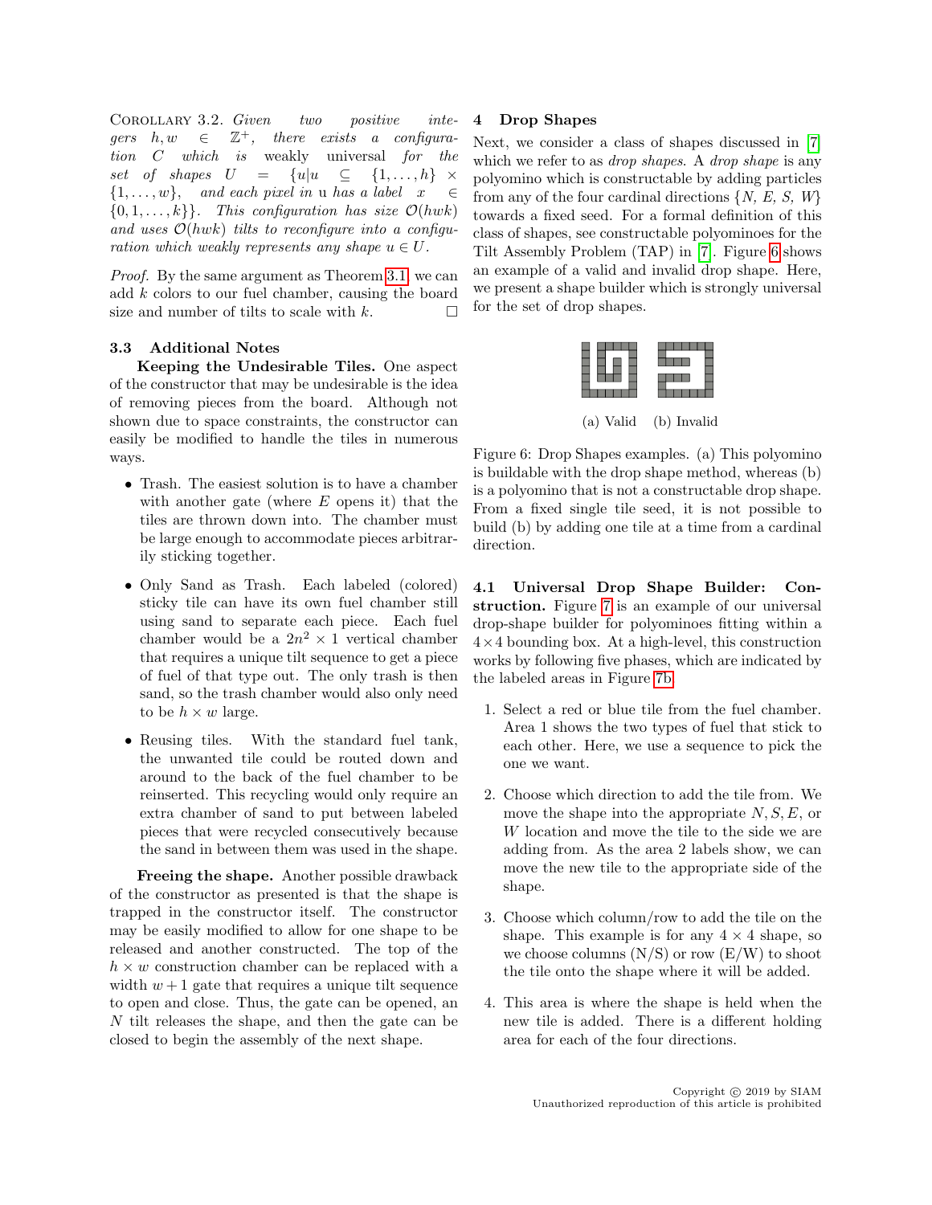COROLLARY 3.2. *Given two positive integers $h, w \in \mathbb{Z}^+$, there exists a configuration $C$ which is weakly universal for the set of shapes $U = \{u | u \subseteq \{1, \ldots, h\} \times \{1, \ldots, w\}$, and each pixel in u has a label $x \in \{0, 1, \ldots, k\}\}$. This configuration has size $\mathcal{O}(hwk)$ and uses $\mathcal{O}(hwk)$ tilts to reconfigure into a configuration which weakly represents any shape $u \in U$.*

*Proof.* By the same argument as Theorem 3.1, we can add $k$ colors to our fuel chamber, causing the board size and number of tilts to scale with $k$. □

### 3.3 Additional Notes

**Keeping the Undesirable Tiles.** One aspect of the constructor that may be undesirable is the idea of removing pieces from the board. Although not shown due to space constraints, the constructor can easily be modified to handle the tiles in numerous ways.

- Trash. The easiest solution is to have a chamber with another gate (where $E$ opens it) that the tiles are thrown down into. The chamber must be large enough to accommodate pieces arbitrarily sticking together.
- Only Sand as Trash. Each labeled (colored) sticky tile can have its own fuel chamber still using sand to separate each piece. Each fuel chamber would be a $2n^2 \times 1$ vertical chamber that requires a unique tilt sequence to get a piece of fuel of that type out. The only trash is then sand, so the trash chamber would also only need to be $h \times w$ large.
- Reusing tiles. With the standard fuel tank, the unwanted tile could be routed down and around to the back of the fuel chamber to be reinserted. This recycling would only require an extra chamber of sand to put between labeled pieces that were recycled consecutively because the sand in between them was used in the shape.

**Freeing the shape.** Another possible drawback of the constructor as presented is that the shape is trapped in the constructor itself. The constructor may be easily modified to allow for one shape to be released and another constructed. The top of the $h \times w$ construction chamber can be replaced with a width $w + 1$ gate that requires a unique tilt sequence to open and close. Thus, the gate can be opened, an $N$ tilt releases the shape, and then the gate can be closed to begin the assembly of the next shape.

## 4 Drop Shapes

Next, we consider a class of shapes discussed in [7] which we refer to as *drop shapes*. A *drop shape* is any polyomino which is constructable by adding particles from any of the four cardinal directions $\{N, E, S, W\}$ towards a fixed seed. For a formal definition of this class of shapes, see constructable polyominoes for the Tilt Assembly Problem (TAP) in [7]. Figure 6 shows an example of a valid and invalid drop shape. Here, we present a shape builder which is strongly universal for the set of drop shapes.

(a) Valid (b) Invalid

Figure 6: Drop Shapes examples. (a) This polyomino is buildable with the drop shape method, whereas (b) is a polyomino that is not a constructable drop shape. From a fixed single tile seed, it is not possible to build (b) by adding one tile at a time from a cardinal direction.

**4.1 Universal Drop Shape Builder: Construction.** Figure 7 is an example of our universal drop-shape builder for polyominoes fitting within a $4 \times 4$ bounding box. At a high-level, this construction works by following five phases, which are indicated by the labeled areas in Figure 7b.

1. Select a red or blue tile from the fuel chamber. Area 1 shows the two types of fuel that stick to each other. Here, we use a sequence to pick the one we want.
2. Choose which direction to add the tile from. We move the shape into the appropriate $N, S, E$, or $W$ location and move the tile to the side we are adding from. As the area 2 labels show, we can move the new tile to the appropriate side of the shape.
3. Choose which column/row to add the tile on the shape. This example is for any $4 \times 4$ shape, so we choose columns (N/S) or row (E/W) to shoot the tile onto the shape where it will be added.
4. This area is where the shape is held when the new tile is added. There is a different holding area for each of the four directions.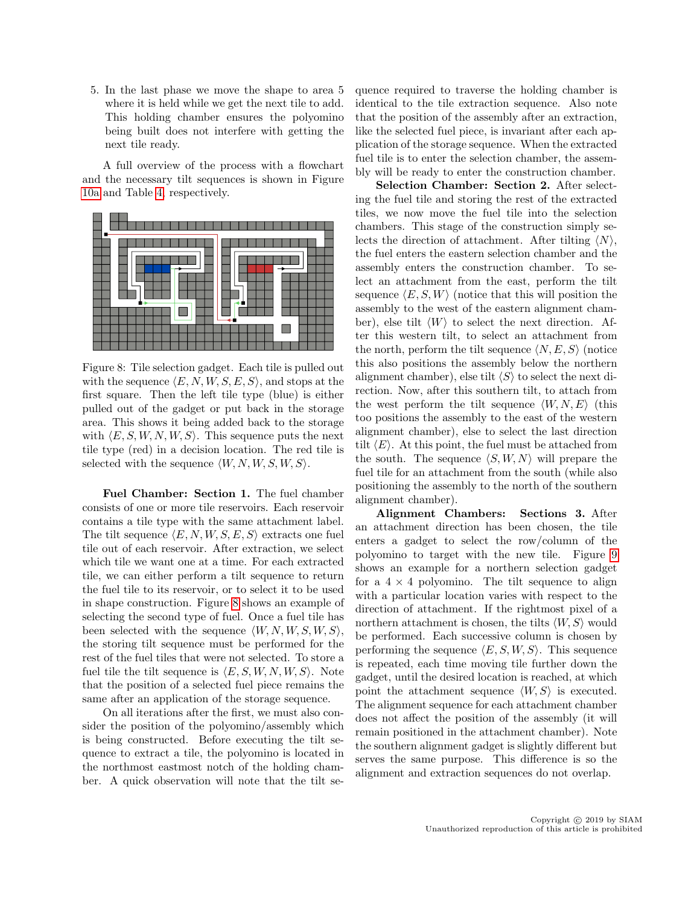5. In the last phase we move the shape to area 5 where it is held while we get the next tile to add. This holding chamber ensures the polyomino being built does not interfere with getting the next tile ready.

A full overview of the process with a flowchart and the necessary tilt sequences is shown in Figure 10a and Table 4, respectively.

Figure 8: Tile selection gadget. Each tile is pulled out with the sequence $\langle E, N, W, S, E, S \rangle$, and stops at the first square. Then the left tile type (blue) is either pulled out of the gadget or put back in the storage area. This shows it being added back to the storage with $\langle E, S, W, N, W, S \rangle$. This sequence puts the next tile type (red) in a decision location. The red tile is selected with the sequence $\langle W, N, W, S, W, S \rangle$.

**Fuel Chamber: Section 1.** The fuel chamber consists of one or more tile reservoirs. Each reservoir contains a tile type with the same attachment label. The tilt sequence $\langle E, N, W, S, E, S \rangle$ extracts one fuel tile out of each reservoir. After extraction, we select which tile we want one at a time. For each extracted tile, we can either perform a tilt sequence to return the fuel tile to its reservoir, or to select it to be used in shape construction. Figure 8 shows an example of selecting the second type of fuel. Once a fuel tile has been selected with the sequence $\langle W, N, W, S, W, S \rangle$, the storing tilt sequence must be performed for the rest of the fuel tiles that were not selected. To store a fuel tile the tilt sequence is $\langle E, S, W, N, W, S \rangle$. Note that the position of a selected fuel piece remains the same after an application of the storage sequence.

On all iterations after the first, we must also consider the position of the polyomino/assembly which is being constructed. Before executing the tilt sequence to extract a tile, the polyomino is located in the northmost eastmost notch of the holding chamber. A quick observation will note that the tilt sequence required to traverse the holding chamber is identical to the tile extraction sequence. Also note that the position of the assembly after an extraction, like the selected fuel piece, is invariant after each application of the storage sequence. When the extracted fuel tile is to enter the selection chamber, the assembly will be ready to enter the construction chamber.

**Selection Chamber: Section 2.** After selecting the fuel tile and storing the rest of the extracted tiles, we now move the fuel tile into the selection chambers. This stage of the construction simply selects the direction of attachment. After tilting $\langle N \rangle$, the fuel enters the eastern selection chamber and the assembly enters the construction chamber. To select an attachment from the east, perform the tilt sequence $\langle E, S, W \rangle$ (notice that this will position the assembly to the west of the eastern alignment chamber), else tilt $\langle W \rangle$ to select the next direction. After this western tilt, to select an attachment from the north, perform the tilt sequence $\langle N, E, S \rangle$ (notice this also positions the assembly below the northern alignment chamber), else tilt $\langle S \rangle$ to select the next direction. Now, after this southern tilt, to attach from the west perform the tilt sequence $\langle W, N, E \rangle$ (this too positions the assembly to the east of the western alignment chamber), else to select the last direction tilt $\langle E \rangle$. At this point, the fuel must be attached from the south. The sequence $\langle S, W, N \rangle$ will prepare the fuel tile for an attachment from the south (while also positioning the assembly to the north of the southern alignment chamber).

**Alignment Chambers: Sections 3.** After an attachment direction has been chosen, the tile enters a gadget to select the row/column of the polyomino to target with the new tile. Figure 9 shows an example for a northern selection gadget for a $4 \times 4$ polyomino. The tilt sequence to align with a particular location varies with respect to the direction of attachment. If the rightmost pixel of a northern attachment is chosen, the tilts $\langle W, S \rangle$ would be performed. Each successive column is chosen by performing the sequence $\langle E, S, W, S \rangle$. This sequence is repeated, each time moving tile further down the gadget, until the desired location is reached, at which point the attachment sequence $\langle W, S \rangle$ is executed. The alignment sequence for each attachment chamber does not affect the position of the assembly (it will remain positioned in the attachment chamber). Note the southern alignment gadget is slightly different but serves the same purpose. This difference is so the alignment and extraction sequences do not overlap.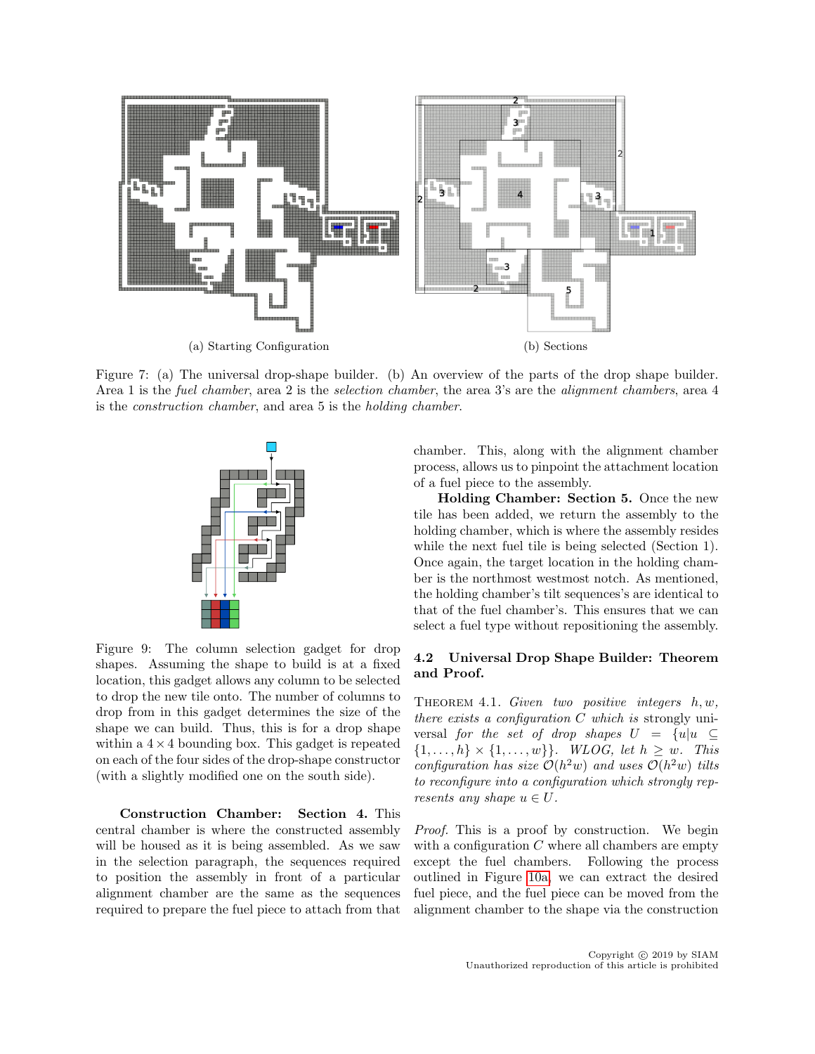(a) Starting Configuration

(b) Sections

Figure 7: (a) The universal drop-shape builder. (b) An overview of the parts of the drop shape builder. Area 1 is the *fuel chamber*, area 2 is the *selection chamber*, the area 3's are the *alignment chambers*, area 4 is the *construction chamber*, and area 5 is the *holding chamber*.

Figure 9: The column selection gadget for drop shapes. Assuming the shape to build is at a fixed location, this gadget allows any column to be selected to drop the new tile onto. The number of columns to drop from in this gadget determines the size of the shape we can build. Thus, this is for a drop shape within a $4 \times 4$ bounding box. This gadget is repeated on each of the four sides of the drop-shape constructor (with a slightly modified one on the south side).

**Construction Chamber: Section 4.** This central chamber is where the constructed assembly will be housed as it is being assembled. As we saw in the selection paragraph, the sequences required to position the assembly in front of a particular alignment chamber are the same as the sequences required to prepare the fuel piece to attach from that chamber. This, along with the alignment chamber process, allows us to pinpoint the attachment location of a fuel piece to the assembly.

**Holding Chamber: Section 5.** Once the new tile has been added, we return the assembly to the holding chamber, which is where the assembly resides while the next fuel tile is being selected (Section 1). Once again, the target location in the holding chamber is the northmost westmost notch. As mentioned, the holding chamber's tilt sequences's are identical to that of the fuel chamber's. This ensures that we can select a fuel type without repositioning the assembly.

## 4.2 Universal Drop Shape Builder: Theorem and Proof.

THEOREM 4.1. *Given two positive integers $h, w$, there exists a configuration $C$ which is* strongly universal *for the set of drop shapes $U = \{u | u \subseteq \{1, \ldots, h\} \times \{1, \ldots, w\}\}$. WLOG, let $h \geq w$. This configuration has size $\mathcal{O}(h^2 w)$ and uses $\mathcal{O}(h^2 w)$ tilts to reconfigure into a configuration which strongly represents any shape $u \in U$.*

*Proof.* This is a proof by construction. We begin with a configuration $C$ where all chambers are empty except the fuel chambers. Following the process outlined in Figure 10a, we can extract the desired fuel piece, and the fuel piece can be moved from the alignment chamber to the shape via the construction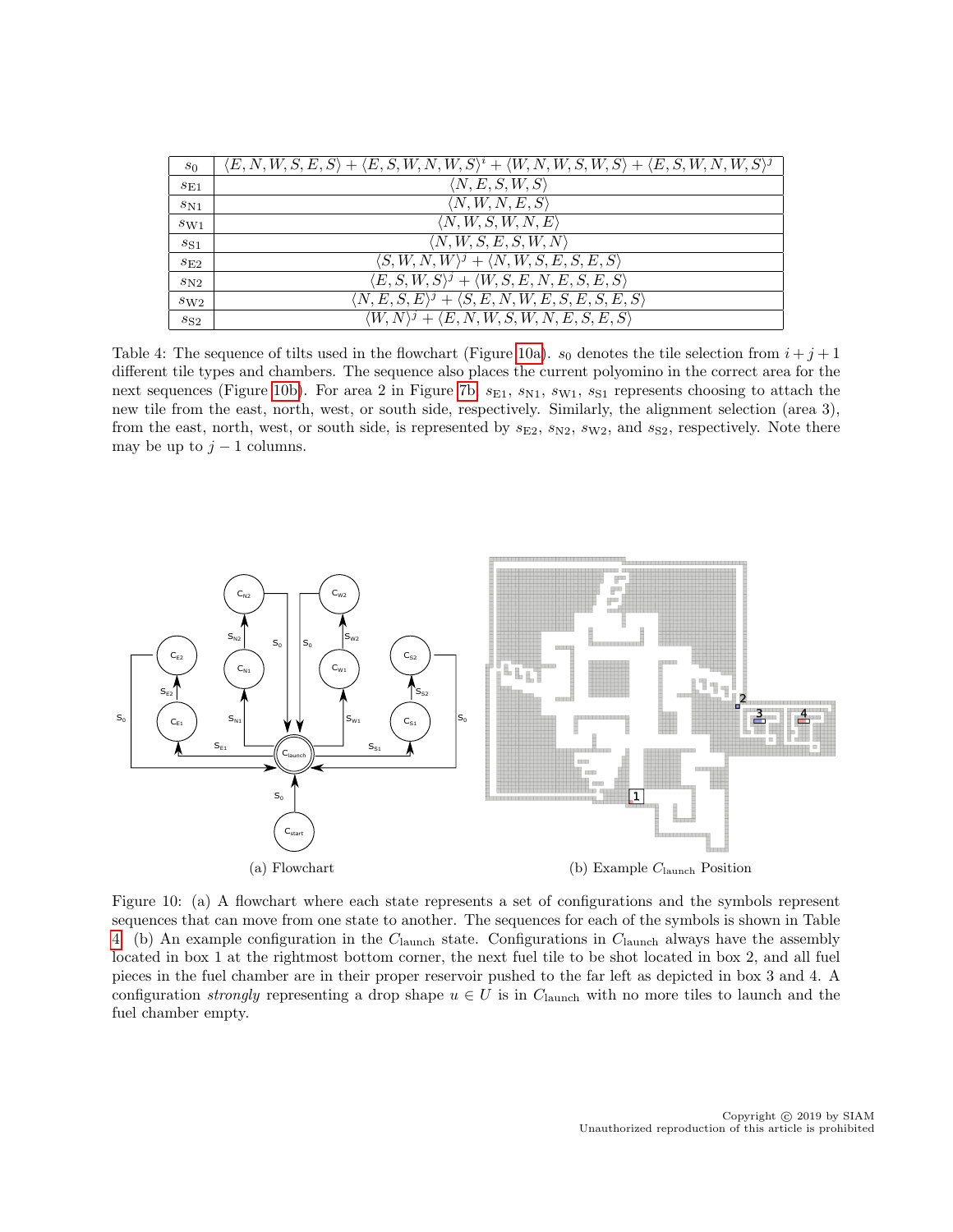| | |
|---|---|
| $s_0$ | $\langle E, N, W, S, E, S\rangle + \langle E, S, W, N, W, S\rangle^i + \langle W, N, W, S, W, S\rangle + \langle E, S, W, N, W, S\rangle^j$ |
| $s_{\text{E1}}$ | $\langle N, E, S, W, S\rangle$ |
| $s_{\text{N1}}$ | $\langle N, W, N, E, S\rangle$ |
| $s_{\text{W1}}$ | $\langle N, W, S, W, N, E\rangle$ |
| $s_{\text{S1}}$ | $\langle N, W, S, E, S, W, N\rangle$ |
| $s_{\text{E2}}$ | $\langle S, W, N, W\rangle^j + \langle N, W, S, E, S, E, S\rangle$ |
| $s_{\text{N2}}$ | $\langle E, S, W, S\rangle^j + \langle W, S, E, N, E, S, E, S\rangle$ |
| $s_{\text{W2}}$ | $\langle N, E, S, E\rangle^j + \langle S, E, N, W, E, S, E, S, E, S\rangle$ |
| $s_{\text{S2}}$ | $\langle W, N\rangle^j + \langle E, N, W, S, W, N, E, S, E, S\rangle$ |

Table 4: The sequence of tilts used in the flowchart (Figure 10a). $s_0$ denotes the tile selection from $i+j+1$ different tile types and chambers. The sequence also places the current polyomino in the correct area for the next sequences (Figure 10b). For area 2 in Figure 7b, $s_{\text{E1}}$, $s_{\text{N1}}$, $s_{\text{W1}}$, $s_{\text{S1}}$ represents choosing to attach the new tile from the east, north, west, or south side, respectively. Similarly, the alignment selection (area 3), from the east, north, west, or south side, is represented by $s_{\text{E2}}$, $s_{\text{N2}}$, $s_{\text{W2}}$, and $s_{\text{S2}}$, respectively. Note there may be up to $j-1$ columns.

(a) Flowchart

(b) Example $C_{\text{launch}}$ Position

Figure 10: (a) A flowchart where each state represents a set of configurations and the symbols represent sequences that can move from one state to another. The sequences for each of the symbols is shown in Table 4. (b) An example configuration in the $C_{\text{launch}}$ state. Configurations in $C_{\text{launch}}$ always have the assembly located in box 1 at the rightmost bottom corner, the next fuel tile to be shot located in box 2, and all fuel pieces in the fuel chamber are in their proper reservoir pushed to the far left as depicted in box 3 and 4. A configuration *strongly* representing a drop shape $u \in U$ is in $C_{\text{launch}}$ with no more tiles to launch and the fuel chamber empty.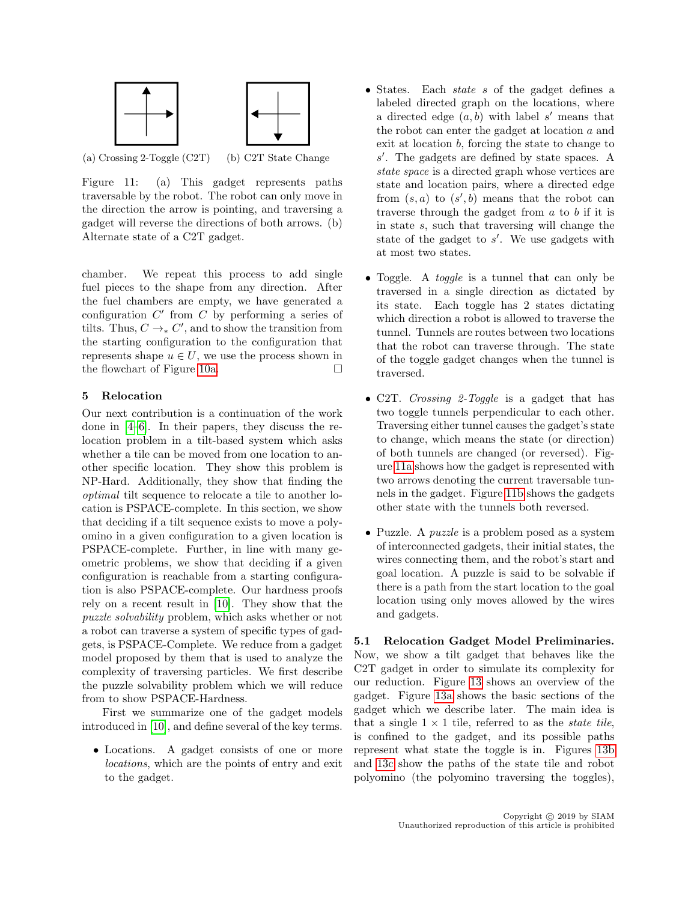(a) Crossing 2-Toggle (C2T) (b) C2T State Change

Figure 11: (a) This gadget represents paths traversable by the robot. The robot can only move in the direction the arrow is pointing, and traversing a gadget will reverse the directions of both arrows. (b) Alternate state of a C2T gadget.

chamber. We repeat this process to add single fuel pieces to the shape from any direction. After the fuel chambers are empty, we have generated a configuration $C'$ from $C$ by performing a series of tilts. Thus, $C \rightarrow_* C'$, and to show the transition from the starting configuration to the configuration that represents shape $u \in U$, we use the process shown in the flowchart of Figure 10a. □

## 5 Relocation

Our next contribution is a continuation of the work done in [4–6]. In their papers, they discuss the relocation problem in a tilt-based system which asks whether a tile can be moved from one location to another specific location. They show this problem is NP-Hard. Additionally, they show that finding the *optimal* tilt sequence to relocate a tile to another location is PSPACE-complete. In this section, we show that deciding if a tilt sequence exists to move a polyomino in a given configuration to a given location is PSPACE-complete. Further, in line with many geometric problems, we show that deciding if a given configuration is reachable from a starting configuration is also PSPACE-complete. Our hardness proofs rely on a recent result in [10]. They show that the *puzzle solvability* problem, which asks whether or not a robot can traverse a system of specific types of gadgets, is PSPACE-Complete. We reduce from a gadget model proposed by them that is used to analyze the complexity of traversing particles. We first describe the puzzle solvability problem which we will reduce from to show PSPACE-Hardness.

First we summarize one of the gadget models introduced in [10], and define several of the key terms.

- Locations. A gadget consists of one or more *locations*, which are the points of entry and exit to the gadget.
- States. Each *state* $s$ of the gadget defines a labeled directed graph on the locations, where a directed edge $(a, b)$ with label $s'$ means that the robot can enter the gadget at location $a$ and exit at location $b$, forcing the state to change to $s'$. The gadgets are defined by state spaces. A *state space* is a directed graph whose vertices are state and location pairs, where a directed edge from $(s, a)$ to $(s', b)$ means that the robot can traverse through the gadget from $a$ to $b$ if it is in state $s$, such that traversing will change the state of the gadget to $s'$. We use gadgets with at most two states.
- Toggle. A *toggle* is a tunnel that can only be traversed in a single direction as dictated by its state. Each toggle has 2 states dictating which direction a robot is allowed to traverse the tunnel. Tunnels are routes between two locations that the robot can traverse through. The state of the toggle gadget changes when the tunnel is traversed.
- C2T. *Crossing 2-Toggle* is a gadget that has two toggle tunnels perpendicular to each other. Traversing either tunnel causes the gadget's state to change, which means the state (or direction) of both tunnels are changed (or reversed). Figure 11a shows how the gadget is represented with two arrows denoting the current traversable tunnels in the gadget. Figure 11b shows the gadgets other state with the tunnels both reversed.
- Puzzle. A *puzzle* is a problem posed as a system of interconnected gadgets, their initial states, the wires connecting them, and the robot's start and goal location. A puzzle is said to be solvable if there is a path from the start location to the goal location using only moves allowed by the wires and gadgets.

**5.1 Relocation Gadget Model Preliminaries.** Now, we show a tilt gadget that behaves like the C2T gadget in order to simulate its complexity for our reduction. Figure 13 shows an overview of the gadget. Figure 13a shows the basic sections of the gadget which we describe later. The main idea is that a single $1 \times 1$ tile, referred to as the *state tile*, is confined to the gadget, and its possible paths represent what state the toggle is in. Figures 13b and 13c show the paths of the state tile and robot polyomino (the polyomino traversing the toggles),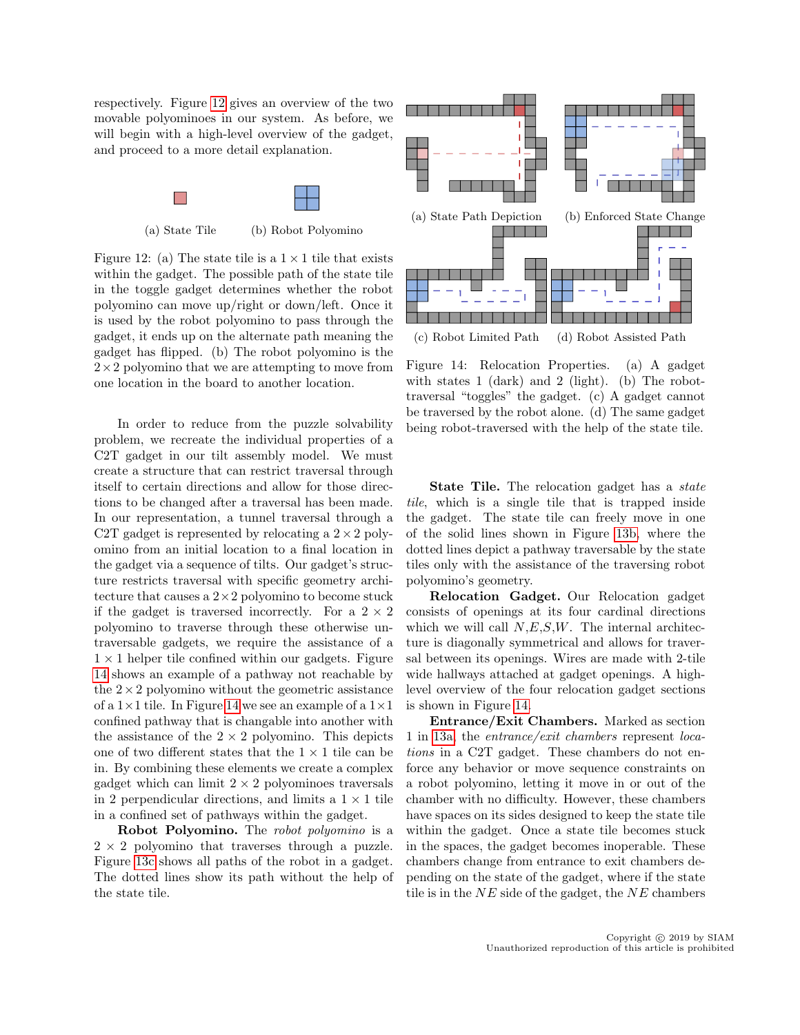respectively. Figure 12 gives an overview of the two movable polyominoes in our system. As before, we will begin with a high-level overview of the gadget, and proceed to a more detail explanation.

(a) State Tile (b) Robot Polyomino

Figure 12: (a) The state tile is a $1 \times 1$ tile that exists within the gadget. The possible path of the state tile in the toggle gadget determines whether the robot polyomino can move up/right or down/left. Once it is used by the robot polyomino to pass through the gadget, it ends up on the alternate path meaning the gadget has flipped. (b) The robot polyomino is the $2 \times 2$ polyomino that we are attempting to move from one location in the board to another location.

In order to reduce from the puzzle solvability problem, we recreate the individual properties of a C2T gadget in our tilt assembly model. We must create a structure that can restrict traversal through itself to certain directions and allow for those directions to be changed after a traversal has been made. In our representation, a tunnel traversal through a C2T gadget is represented by relocating a $2 \times 2$ polyomino from an initial location to a final location in the gadget via a sequence of tilts. Our gadget's structure restricts traversal with specific architecture that causes a $2 \times 2$ polyomino to become stuck if the gadget is traversed incorrectly. For a $2 \times 2$ polyomino to traverse through these otherwise untraversable gadgets, we require the assistance of a $1 \times 1$ helper tile confined within our gadgets. Figure 14 shows an example of a pathway not reachable by the $2 \times 2$ polyomino without the geometric assistance of a $1 \times 1$ tile. In Figure 14 we see an example of a $1 \times 1$ confined pathway that is changable into another with the assistance of the $2 \times 2$ polyomino. This depicts one of two different states that the $1 \times 1$ tile can be in. By combining these elements we create a complex gadget which can limit $2 \times 2$ polyominoes traversals in 2 perpendicular directions, and limits a $1 \times 1$ tile in a confined set of pathways within the gadget.

**Robot Polyomino.** The *robot polyomino* is a $2 \times 2$ polyomino that traverses through a puzzle. Figure 13c shows all paths of the robot in a gadget. The dotted lines show its path without the help of the state tile.

(a) State Path Depiction (b) Enforced State Change

(c) Robot Limited Path (d) Robot Assisted Path

Figure 14: Relocation Properties. (a) A gadget with states 1 (dark) and 2 (light). (b) The robot-traversal "toggles" the gadget. (c) A gadget cannot be traversed by the robot alone. (d) The same gadget being robot-traversed with the help of the state tile.

**State Tile.** The relocation gadget has a *state tile*, which is a single tile that is trapped inside the gadget. The state tile can freely move in one of the solid lines shown in Figure 13b, where the dotted lines depict a pathway traversable by the state tiles only with the assistance of the traversing robot polyomino's geometry.

**Relocation Gadget.** Our Relocation gadget consists of openings at its four cardinal directions which we will call $N$,$E$,$S$,$W$. The internal architecture is diagonally symmetrical and allows for traversal between its openings. Wires are made with 2-tile wide hallways attached at gadget openings. A high-level overview of the four relocation gadget sections is shown in Figure 14.

**Entrance/Exit Chambers.** Marked as section 1 in 13a, the *entrance/exit chambers* represent *locations* in a C2T gadget. These chambers do not enforce any behavior or move sequence constraints on a robot polyomino, letting it move in or out of the chamber with no difficulty. However, these chambers have spaces on its sides designed to keep the state tile within the gadget. Once a state tile becomes stuck in the spaces, the gadget becomes inoperable. These chambers change from entrance to exit chambers depending on the state of the gadget, where if the state tile is in the $NE$ side of the gadget, the $NE$ chambers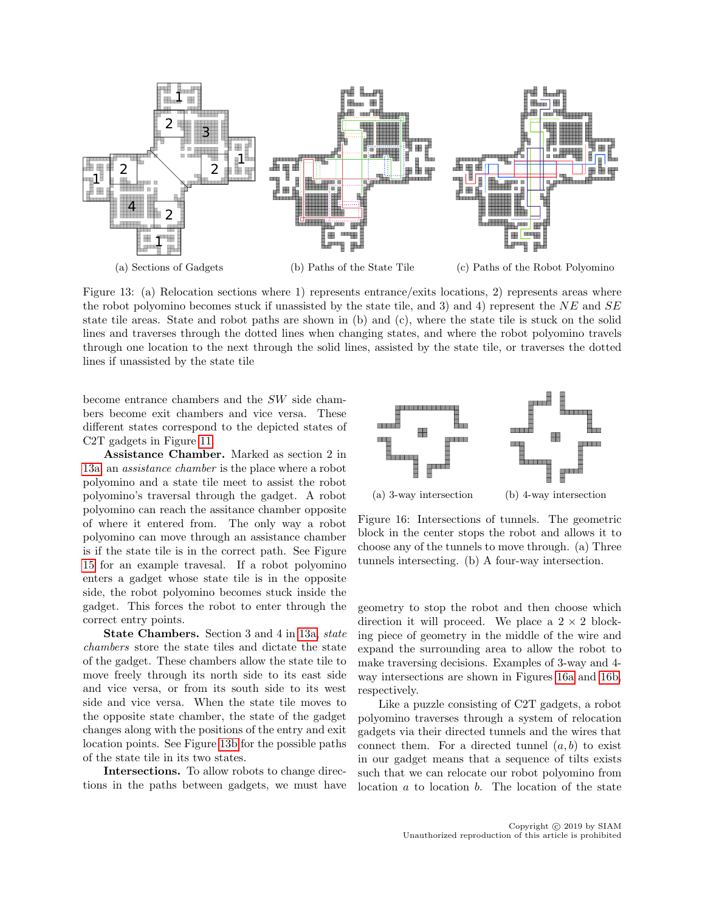(a) Sections of Gadgets

(b) Paths of the State Tile

(c) Paths of the Robot Polyomino

Figure 13: (a) Relocation sections where 1) represents entrance/exits locations, 2) represents areas where the robot polyomino becomes stuck if unassisted by the state tile, and 3) and 4) represent the $NE$ and $SE$ state tile areas. State and robot paths are shown in (b) and (c), where the state tile is stuck on the solid lines and traverses through the dotted lines when changing states, and where the robot polyomino travels through one location to the next through the solid lines, assisted by the state tile, or traverses the dotted lines if unassisted by the state tile

become entrance chambers and the $SW$ side chambers become exit chambers and vice versa. These different states correspond to the depicted states of C2T gadgets in Figure 11.

**Assistance Chamber.** Marked as section 2 in 13a, an *assistance chamber* is the place where a robot polyomino and a state tile meet to assist the robot polyomino's traversal through the gadget. A robot polyomino can reach the assitance chamber opposite of where it entered from. The only way a robot polyomino can move through an assistance chamber is if the state tile is in the correct path. See Figure 15 for an example travesal. If a robot polyomino enters a gadget whose state tile is in the opposite side, the robot polyomino becomes stuck inside the gadget. This forces the robot to enter through the correct entry points.

**State Chambers.** Section 3 and 4 in 13a, *state chambers* store the state tiles and dictate the state of the gadget. These chambers allow the state tile to move freely through its north side to its east side and vice versa, or from its south side to its west side and vice versa. When the state tile moves to the opposite state chamber, the state of the gadget changes along with the positions of the entry and exit location points. See Figure 13b for the possible paths of the state tile in its two states.

**Intersections.** To allow robots to change directions in the paths between gadgets, we must have geometry to stop the robot and then choose which direction it will proceed. We place a $2 \times 2$ blocking piece of geometry in the middle of the wire and expand the surrounding area to allow the robot to make traversing decisions. Examples of 3-way and 4-way intersections are shown in Figures 16a and 16b, respectively.

(a) 3-way intersection

(b) 4-way intersection

Figure 16: Intersections of tunnels. The geometric block in the center stops the robot and allows it to choose any of the tunnels to move through. (a) Three tunnels intersecting. (b) A four-way intersection.

Like a puzzle consisting of C2T gadgets, a robot polyomino traverses through a system of relocation gadgets via their directed tunnels and the wires that connect them. For a directed tunnel $(a, b)$ to exist in our gadget means that a sequence of tilts exists such that we can relocate our robot polyomino from location $a$ to location $b$. The location of the state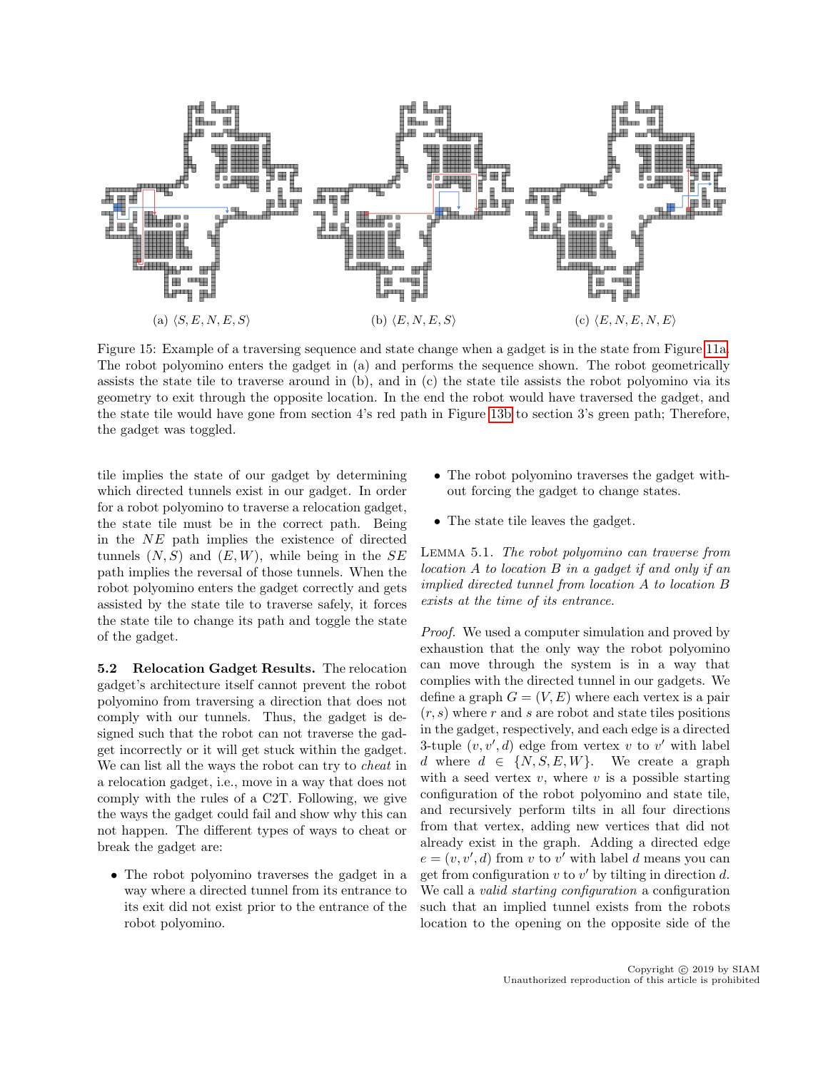(a) $\langle S, E, N, E, S \rangle$

(b) $\langle E, N, E, S \rangle$

(c) $\langle E, N, E, N, E \rangle$

Figure 15: Example of a traversing sequence and state change when a gadget is in the state from Figure 11a. The robot polyomino enters the gadget in (a) and performs the sequence shown. The robot geometrically assists the state tile to traverse around in (b), and in (c) the state tile assists the robot polyomino via its geometry to exit through the opposite location. In the end the robot would have traversed the gadget, and the state tile would have gone from section 4's red path in Figure 13b to section 3's green path; Therefore, the gadget was toggled.

tile implies the state of our gadget by determining which directed tunnels exist in our gadget. In order for a robot polyomino to traverse a relocation gadget, the state tile must be in the correct path. Being in the $NE$ path implies the existence of directed tunnels $(N, S)$ and $(E, W)$, while being in the $SE$ path implies the reversal of those tunnels. When the robot polyomino enters the gadget correctly and gets assisted by the state tile to traverse safely, it forces the state tile to change its path and toggle the state of the gadget.

**5.2 Relocation Gadget Results.** The relocation gadget's architecture itself cannot prevent the robot polyomino from traversing a direction that does not comply with our tunnels. Thus, the gadget is designed such that the robot can not traverse the gadget incorrectly or it will get stuck within the gadget. We can list all the ways the robot can try to *cheat* in a relocation gadget, i.e., move in a way that does not comply with the rules of a C2T. Following, we give the ways the gadget could fail and show why this can not happen. The different types of ways to cheat or break the gadget are:

- The robot polyomino traverses the gadget in a way where a directed tunnel from its entrance to its exit did not exist prior to the entrance of the robot polyomino.
- The robot polyomino traverses the gadget without forcing the gadget to change states.
- The state tile leaves the gadget.

Lemma 5.1. *The robot polyomino can traverse from location A to location B in a gadget if and only if an implied directed tunnel from location A to location B exists at the time of its entrance.*

*Proof.* We used a computer simulation and proved by exhaustion that the only way the robot polyomino can move through the system is in a way that complies with the directed tunnel in our gadgets. We define a graph $G = (V, E)$ where each vertex is a pair $(r, s)$ where $r$ and $s$ are robot and state tiles positions in the gadget, respectively, and each edge is a directed 3-tuple $(v, v', d)$ edge from vertex $v$ to $v'$ with label $d$ where $d \in \{N, S, E, W\}$. We create a graph with a seed vertex $v$, where $v$ is a possible starting configuration of the robot polyomino and state tile, and recursively perform tilts in all four directions from that vertex, adding new vertices that did not already exist in the graph. Adding a directed edge $e = (v, v', d)$ from $v$ to $v'$ with label $d$ means you can get from configuration $v$ to $v'$ by tilting in direction $d$. We call a *valid starting configuration* a configuration such that an implied tunnel exists from the robots location to the opening on the opposite side of the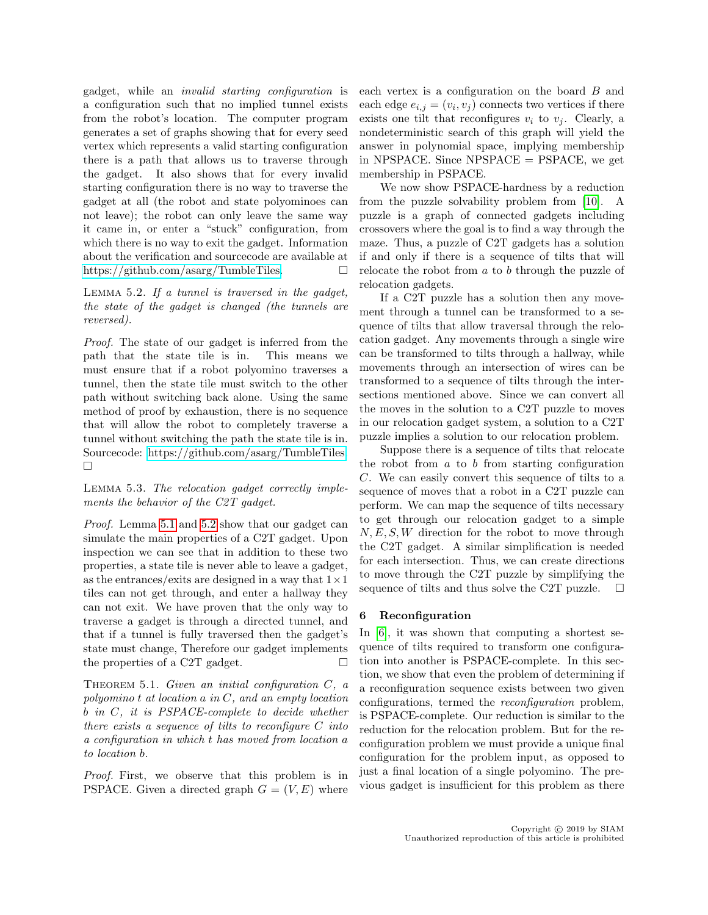gadget, while an *invalid starting configuration* is a configuration such that no implied tunnel exists from the robot's location. The computer program generates a set of graphs showing that for every seed vertex which represents a valid starting configuration there is a path that allows us to traverse through the gadget. It also shows that for every invalid starting configuration there is no way to traverse the gadget at all (the robot and state polyominoes can not leave); the robot can only leave the same way it came in, or enter a "stuck" configuration, from which there is no way to exit the gadget. Information about the verification and sourcecode are available at https://github.com/asarg/TumbleTiles. □

LEMMA 5.2. *If a tunnel is traversed in the gadget, the state of the gadget is changed (the tunnels are reversed).*

*Proof.* The state of our gadget is inferred from the path that the state tile is in. This means we must ensure that if a robot polyomino traverses a tunnel, then the state tile must switch to the other path without switching back alone. Using the same method of proof by exhaustion, there is no sequence that will allow the robot to completely traverse a tunnel without switching the path the state tile is in. Sourcecode: https://github.com/asarg/TumbleTiles □

LEMMA 5.3. *The relocation gadget correctly implements the behavior of the C2T gadget.*

*Proof.* Lemma 5.1 and 5.2 show that our gadget can simulate the main properties of a C2T gadget. Upon inspection we can see that in addition to these two properties, a state tile is never able to leave a gadget, as the entrances/exits are designed in a way that $1 \times 1$ tiles can not get through, and enter a hallway they can not exit. We have proven that the only way to traverse a gadget is through a directed tunnel, and that if a tunnel is fully traversed then the gadget's state must change, Therefore our gadget implements the properties of a C2T gadget. □

THEOREM 5.1. *Given an initial configuration $C$, a polyomino $t$ at location $a$ in $C$, and an empty location $b$ in $C$, it is PSPACE-complete to decide whether there exists a sequence of tilts to reconfigure $C$ into a configuration in which $t$ has moved from location $a$ to location $b$.*

*Proof.* First, we observe that this problem is in PSPACE. Given a directed graph $G = (V, E)$ where each vertex is a configuration on the board $B$ and each edge $e_{i,j} = (v_i, v_j)$ connects two vertices if there exists one tilt that reconfigures $v_i$ to $v_j$. Clearly, a nondeterministic search of this graph will yield the answer in polynomial space, implying membership in NPSPACE. Since NPSPACE = PSPACE, we get membership in PSPACE.

We now show PSPACE-hardness by a reduction from the puzzle solvability problem from [10]. A puzzle is a graph of connected gadgets including crossovers where the goal is to find a way through the maze. Thus, a puzzle of C2T gadgets has a solution if and only if there is a sequence of tilts that will relocate the robot from $a$ to $b$ through the puzzle of relocation gadgets.

If a C2T puzzle has a solution then any movement through a tunnel can be transformed to a sequence of tilts that allow traversal through the relocation gadget. Any movements through a single wire can be transformed to tilts through a hallway, while movements through an intersection of wires can be transformed to a sequence of tilts through the intersections mentioned above. Since we can convert all the moves in the solution to a C2T puzzle to moves in our relocation gadget system, a solution to a C2T puzzle implies a solution to our relocation problem.

Suppose there is a sequence of tilts that relocate the robot from $a$ to $b$ from starting configuration $C$. We can easily convert this sequence of tilts to a sequence of moves that a robot in a C2T puzzle can perform. We can map the sequence of tilts necessary to get through our relocation gadget to a simple $N, E, S, W$ direction for the robot to move through the C2T gadget. A similar simplification is needed for each intersection. Thus, we can create directions to move through the C2T puzzle by simplifying the sequence of tilts and thus solve the C2T puzzle. □

## 6 Reconfiguration

In [6], it was shown that computing a shortest sequence of tilts required to transform one configuration into another is PSPACE-complete. In this section, we show that even the problem of determining if a reconfiguration sequence exists between two given configurations, termed the *reconfiguration* problem, is PSPACE-complete. Our reduction is similar to the reduction for the relocation problem. But for the reconfiguration problem we must provide a unique final configuration for the problem input, as opposed to just a final location of a single polyomino. The previous gadget is insufficient for this problem as there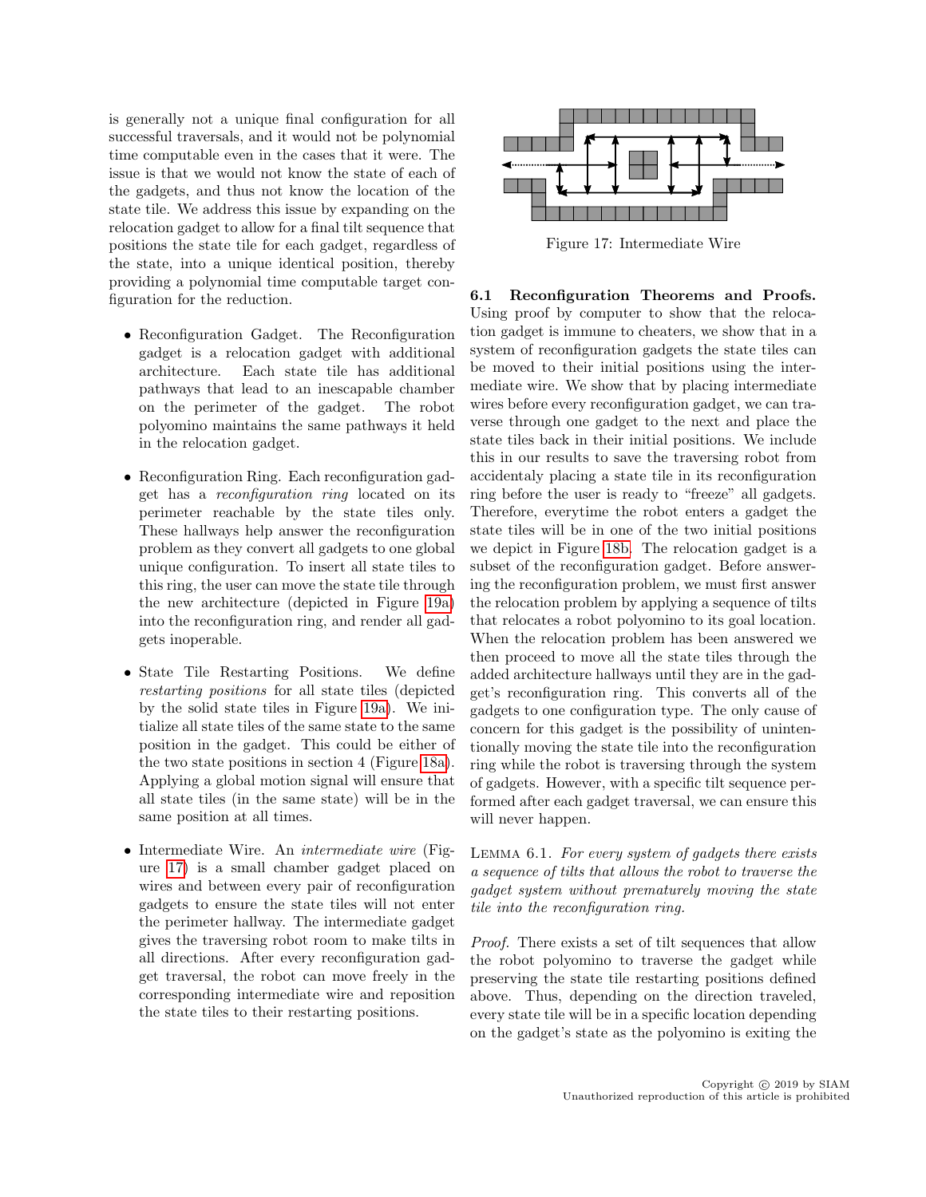is generally not a unique final configuration for all successful traversals, and it would not be polynomial time computable even in the cases that it were. The issue is that we would not know the state of each of the gadgets, and thus not know the location of the state tile. We address this issue by expanding on the relocation gadget to allow for a final tilt sequence that positions the state tile for each gadget, regardless of the state, into a unique identical position, thereby providing a polynomial time computable target configuration for the reduction.

- Reconfiguration Gadget. The Reconfiguration gadget is a relocation gadget with additional architecture. Each state tile has additional pathways that lead to an inescapable chamber on the perimeter of the gadget. The robot polyomino maintains the same pathways it held in the relocation gadget.

- Reconfiguration Ring. Each reconfiguration gadget has a *reconfiguration ring* located on its perimeter reachable by the state tiles only. These hallways help answer the reconfiguration problem as they convert all gadgets to one global unique configuration. To insert all state tiles to this ring, the user can move the state tile through the new architecture (depicted in Figure 19a) into the reconfiguration ring, and render all gadgets inoperable.

- State Tile Restarting Positions. We define *restarting positions* for all state tiles (depicted by the solid state tiles in Figure 19a). We initialize all state tiles of the same state to the same position in the gadget. This could be either of the two state positions in section 4 (Figure 18a). Applying a global motion signal will ensure that all state tiles (in the same state) will be in the same position at all times.

- Intermediate Wire. An *intermediate wire* (Figure 17) is a small chamber gadget placed on wires and between every pair of reconfiguration gadgets to ensure the state tiles will not enter the perimeter hallway. The intermediate gadget gives the traversing robot room to make tilts in all directions. After every reconfiguration gadget traversal, the robot can move freely in the corresponding intermediate wire and reposition the state tiles to their restarting positions.

Figure 17: Intermediate Wire

### 6.1 Reconfiguration Theorems and Proofs.

Using proof by computer to show that the relocation gadget is immune to cheaters, we show that in a system of reconfiguration gadgets the state tiles can be moved to their initial positions using the intermediate wire. We show that by placing intermediate wires before every reconfiguration gadget, we can traverse through one gadget to the next and place the state tiles back in their initial positions. We include this in our results to save the traversing robot from accidentaly placing a state tile in its reconfiguration ring before the user is ready to "freeze" all gadgets. Therefore, everytime the robot enters a gadget the state tiles will be in one of the two initial positions we depict in Figure 18b. The relocation gadget is a subset of the reconfiguration gadget. Before answering the reconfiguration problem, we must first answer the relocation problem by applying a sequence of tilts that relocates a robot polyomino to its goal location. When the relocation problem has been answered we then proceed to move all the state tiles through the added architecture hallways until they are in the gadget's reconfiguration ring. This converts all of the gadgets to one configuration type. The only cause of concern for this gadget is the possibility of unintentionally moving the state tile into the reconfiguration ring while the robot is traversing through the system of gadgets. However, with a specific tilt sequence performed after each gadget traversal, we can ensure this will never happen.

Lemma 6.1. *For every system of gadgets there exists a sequence of tilts that allows the robot to traverse the gadget system without prematurely moving the state tile into the reconfiguration ring.*

*Proof.* There exists a set of tilt sequences that allow the robot polyomino to traverse the gadget while preserving the state tile restarting positions defined above. Thus, depending on the direction traveled, every state tile will be in a specific location depending on the gadget's state as the polyomino is exiting the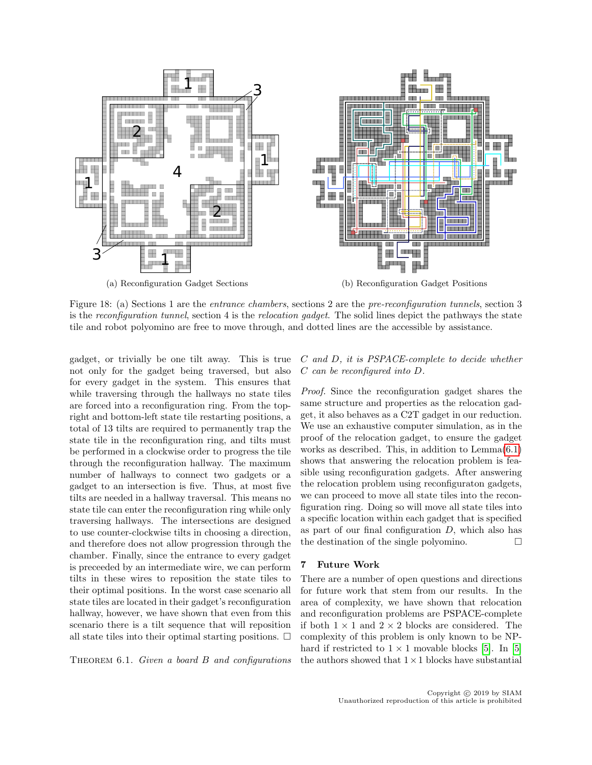(a) Reconfiguration Gadget Sections

(b) Reconfiguration Gadget Positions

Figure 18: (a) Sections 1 are the *entrance chambers*, sections 2 are the *pre-reconfiguration tunnels*, section 3 is the *reconfiguration tunnel*, section 4 is the *relocation gadget*. The solid lines depict the pathways the state tile and robot polyomino are free to move through, and dotted lines are the accessible by assistance.

gadget, or trivially be one tilt away. This is true not only for the gadget being traversed, but also for every gadget in the system. This ensures that while traversing through the hallways no state tiles are forced into a reconfiguration ring. From the top-right and bottom-left state tile restarting positions, a total of 13 tilts are required to permanently trap the state tile in the reconfiguration ring, and tilts must be performed in a clockwise order to progress the tile through the reconfiguration hallway. The maximum number of hallways to connect two gadgets or a gadget to an intersection is five. Thus, at most five tilts are needed in a hallway traversal. This means no state tile can enter the reconfiguration ring while only traversing hallways. The intersections are designed to use counter-clockwise tilts in choosing a direction, and therefore does not allow progression through the chamber. Finally, since the entrance to every gadget is preceeded by an intermediate wire, we can perform tilts in these wires to reposition the state tiles to their optimal positions. In the worst case scenario all state tiles are located in their gadget's reconfiguration hallway, however, we have shown that even from this scenario there is a tilt sequence that will reposition all state tiles into their optimal starting positions. □

THEOREM 6.1. *Given a board B and configurations C and D, it is PSPACE-complete to decide whether C can be reconfigured into D.*

*Proof.* Since the reconfiguration gadget shares the same structure and properties as the relocation gadget, it also behaves as a C2T gadget in our reduction. We use an exhaustive computer simulation, as in the proof of the relocation gadget, to ensure the gadget works as described. This, in addition to Lemma(6.1) shows that answering the relocation problem is feasible using reconfiguration gadgets. After answering the relocation problem using reconfiguraton gadgets, we can proceed to move all state tiles into the reconfiguration ring. Doing so will move all state tiles into a specific location within each gadget that is specified as part of our final configuration $D$, which also has the destination of the single polyomino. □

## 7 Future Work

There are a number of open questions and directions for future work that stem from our results. In the area of complexity, we have shown that relocation and reconfiguration problems are PSPACE-complete if both $1 \times 1$ and $2 \times 2$ blocks are considered. The complexity of this problem is only known to be NP-hard if restricted to $1 \times 1$ movable blocks [5]. In [5] the authors showed that $1 \times 1$ blocks have substantial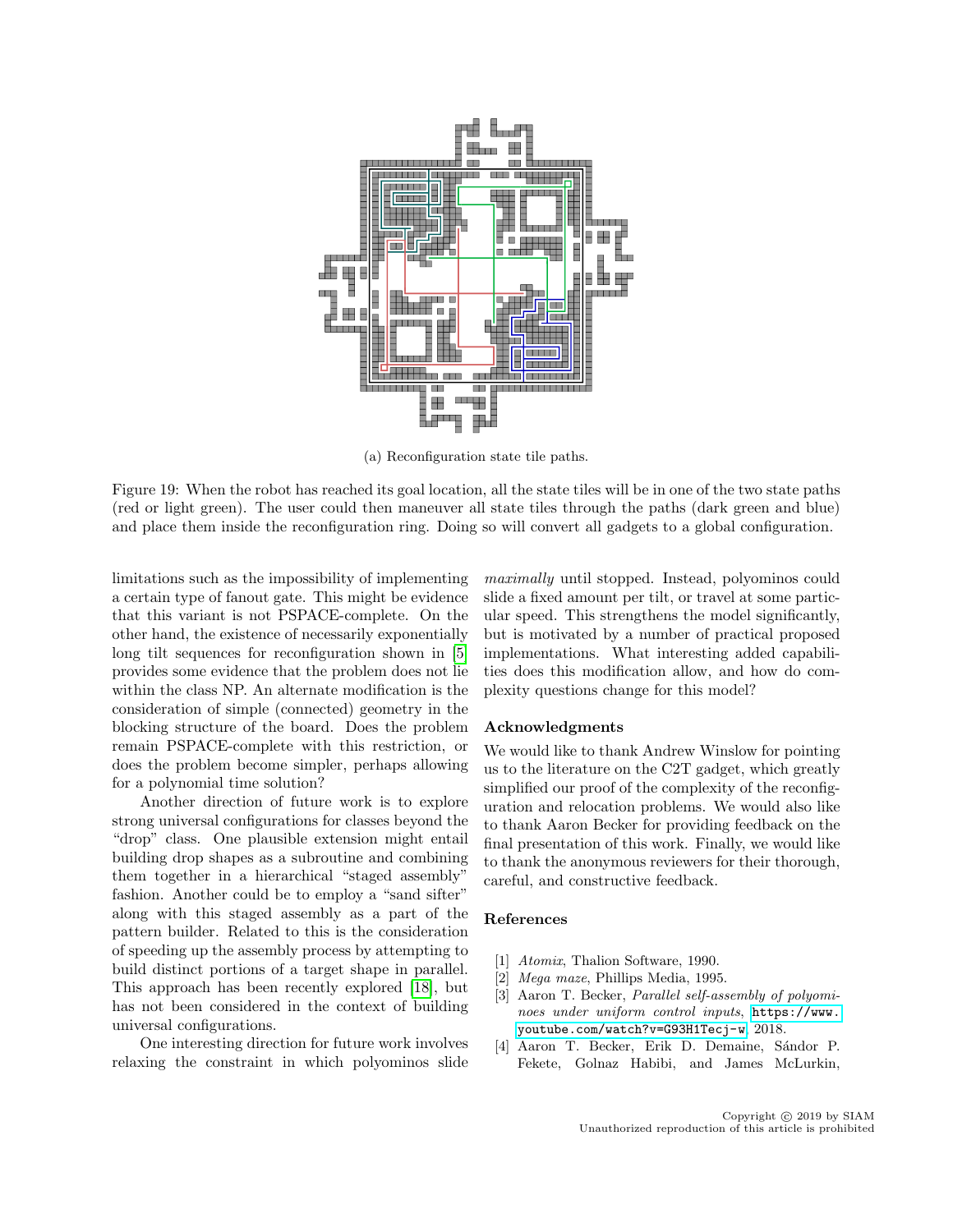(a) Reconfiguration state tile paths.

Figure 19: When the robot has reached its goal location, all the state tiles will be in one of the two state paths (red or light green). The user could then maneuver all state tiles through the paths (dark green and blue) and place them inside the reconfiguration ring. Doing so will convert all gadgets to a global configuration.

limitations such as the impossibility of implementing a certain type of fanout gate. This might be evidence that this variant is not PSPACE-complete. On the other hand, the existence of necessarily exponentially long tilt sequences for reconfiguration shown in [5] provides some evidence that the problem does not lie within the class NP. An alternate modification is the consideration of simple (connected) geometry in the blocking structure of the board. Does the problem remain PSPACE-complete with this restriction, or does the problem become simpler, perhaps allowing for a polynomial time solution?

Another direction of future work is to explore strong universal configurations for classes beyond the "drop" class. One plausible extension might entail building drop shapes as a subroutine and combining them together in a hierarchical "staged assembly" fashion. Another could be to employ a "sand sifter" along with this staged assembly as a part of the pattern builder. Related to this is the consideration of speeding up the assembly process by attempting to build distinct portions of a target shape in parallel. This approach has been recently explored [18], but has not been considered in the context of building universal configurations.

One interesting direction for future work involves relaxing the constraint in which polyominos slide *maximally* until stopped. Instead, polyominos could slide a fixed amount per tilt, or travel at some particular speed. This strengthens the model significantly, but is motivated by a number of practical proposed implementations. What interesting added capabilities does this modification allow, and how do complexity questions change for this model?

### Acknowledgments

We would like to thank Andrew Winslow for pointing us to the literature on the C2T gadget, which greatly simplified our proof of the complexity of the reconfiguration and relocation problems. We would also like to thank Aaron Becker for providing feedback on the final presentation of this work. Finally, we would like to thank the anonymous reviewers for their thorough, careful, and constructive feedback.

### References

[1] *Atomix*, Thalion Software, 1990.

[2] *Mega maze*, Phillips Media, 1995.

[3] Aaron T. Becker, *Parallel self-assembly of polyominoes under uniform control inputs*, https://www.youtube.com/watch?v=G93H1Tecj-w, 2018.

[4] Aaron T. Becker, Erik D. Demaine, Sándor P. Fekete, Golnaz Habibi, and James McLurkin,

Copyright © 2019 by SIAM
Unauthorized reproduction of this article is prohibited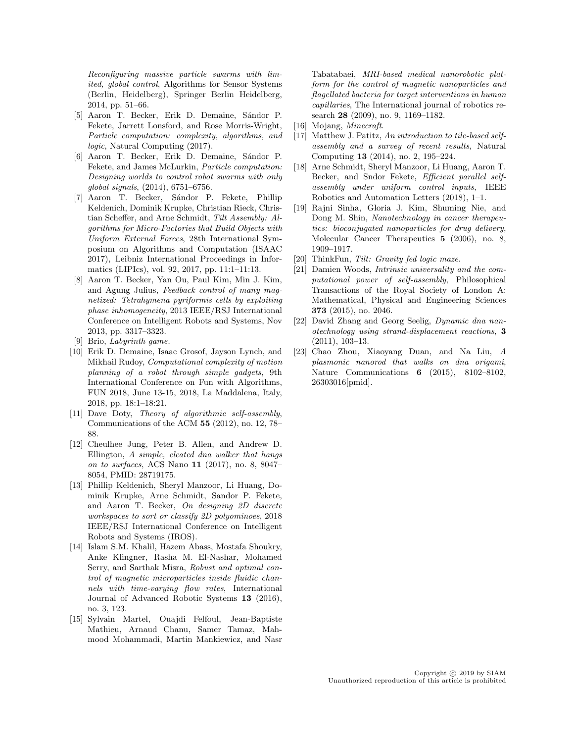*Reconfiguring massive particle swarms with limited, global control*, Algorithms for Sensor Systems (Berlin, Heidelberg), Springer Berlin Heidelberg, 2014, pp. 51–66.

[5] Aaron T. Becker, Erik D. Demaine, Sándor P. Fekete, Jarrett Lonsford, and Rose Morris-Wright, *Particle computation: complexity, algorithms, and logic*, Natural Computing (2017).

[6] Aaron T. Becker, Erik D. Demaine, Sándor P. Fekete, and James McLurkin, *Particle computation: Designing worlds to control robot swarms with only global signals*, (2014), 6751–6756.

[7] Aaron T. Becker, Sándor P. Fekete, Phillip Keldenich, Dominik Krupke, Christian Rieck, Christian Scheffer, and Arne Schmidt, *Tilt Assembly: Algorithms for Micro-Factories that Build Objects with Uniform External Forces*, 28th International Symposium on Algorithms and Computation (ISAAC 2017), Leibniz International Proceedings in Informatics (LIPIcs), vol. 92, 2017, pp. 11:1–11:13.

[8] Aaron T. Becker, Yan Ou, Paul Kim, Min J. Kim, and Agung Julius, *Feedback control of many magnetized: Tetrahymena pyriformis cells by exploiting phase inhomogeneity*, 2013 IEEE/RSJ International Conference on Intelligent Robots and Systems, Nov 2013, pp. 3317–3323.

[9] Brio, *Labyrinth game.*

[10] Erik D. Demaine, Isaac Grosof, Jayson Lynch, and Mikhail Rudoy, *Computational complexity of motion planning of a robot through simple gadgets*, 9th International Conference on Fun with Algorithms, FUN 2018, June 13-15, 2018, La Maddalena, Italy, 2018, pp. 18:1–18:21.

[11] Dave Doty, *Theory of algorithmic self-assembly*, Communications of the ACM **55** (2012), no. 12, 78–88.

[12] Cheulhee Jung, Peter B. Allen, and Andrew D. Ellington, *A simple, cleated dna walker that hangs on to surfaces*, ACS Nano **11** (2017), no. 8, 8047–8054, PMID: 28719175.

[13] Phillip Keldenich, Sheryl Manzoor, Li Huang, Dominik Krupke, Arne Schmidt, Sandor P. Fekete, and Aaron T. Becker, *On designing 2D discrete workspaces to sort or classify 2D polyominoes*, 2018 IEEE/RSJ International Conference on Intelligent Robots and Systems (IROS).

[14] Islam S.M. Khalil, Hazem Abass, Mostafa Shoukry, Anke Klingner, Rasha M. El-Nashar, Mohamed Serry, and Sarthak Misra, *Robust and optimal control of magnetic microparticles inside fluidic channels with time-varying flow rates*, International Journal of Advanced Robotic Systems **13** (2016), no. 3, 123.

[15] Sylvain Martel, Ouajdi Felfoul, Jean-Baptiste Mathieu, Arnaud Chanu, Samer Tamaz, Mahmood Mohammadi, Martin Mankiewicz, and Nasr Tabatabaei, *MRI-based medical nanorobotic platform for the control of magnetic nanoparticles and flagellated bacteria for target interventions in human capillaries*, The International journal of robotics research **28** (2009), no. 9, 1169–1182.

[16] Mojang, *Minecraft*.

[17] Matthew J. Patitz, *An introduction to tile-based self-assembly and a survey of recent results*, Natural Computing **13** (2014), no. 2, 195–224.

[18] Arne Schmidt, Sheryl Manzoor, Li Huang, Aaron T. Becker, and Sndor Fekete, *Efficient parallel self-assembly under uniform control inputs*, IEEE Robotics and Automation Letters (2018), 1–1.

[19] Rajni Sinha, Gloria J. Kim, Shuming Nie, and Dong M. Shin, *Nanotechnology in cancer therapeutics: bioconjugated nanoparticles for drug delivery*, Molecular Cancer Therapeutics **5** (2006), no. 8, 1909–1917.

[20] ThinkFun, *Tilt: Gravity fed logic maze.*

[21] Damien Woods, *Intrinsic universality and the computational power of self-assembly*, Philosophical Transactions of the Royal Society of London A: Mathematical, Physical and Engineering Sciences **373** (2015), no. 2046.

[22] David Zhang and Georg Seelig, *Dynamic dna nanotechnology using strand-displacement reactions*, **3** (2011), 103–13.

[23] Chao Zhou, Xiaoyang Duan, and Na Liu, *A plasmonic nanorod that walks on dna origami*, Nature Communications **6** (2015), 8102–8102, 26303016[pmid].

Copyright © 2019 by SIAM
Unauthorized reproduction of this article is prohibited